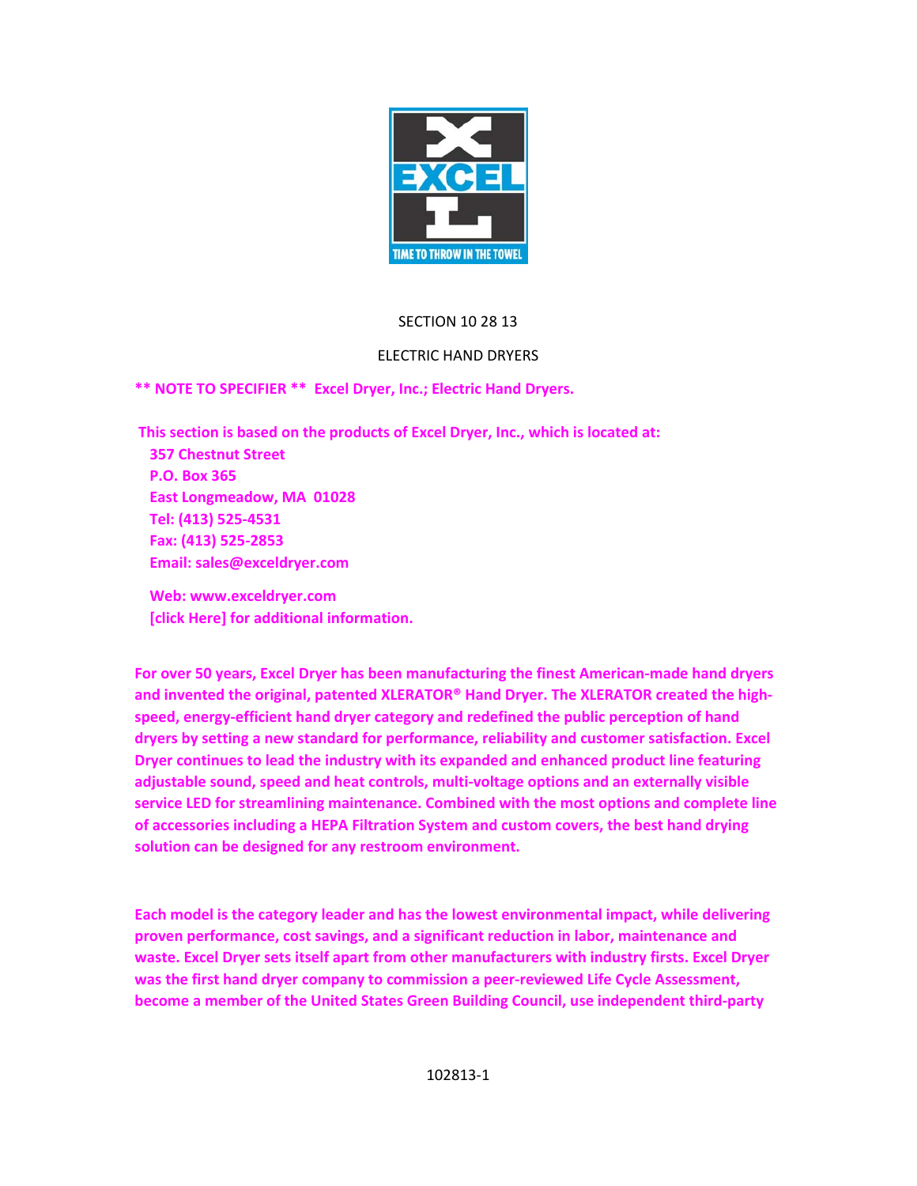SECTION 10 28 13

ELECTRIC HAND DRYERS

**** NOTE TO SPECIFIER **  Excel Dryer, Inc.; Electric Hand Dryers.**

**This section is based on the products of Excel Dryer, Inc., which is located at:**
**357 Chestnut Street**
**P.O. Box 365**
**East Longmeadow, MA  01028**
**Tel: (413) 525-4531**
**Fax: (413) 525-2853**
**Email: sales@exceldryer.com**

**Web: www.exceldryer.com**
**[click Here] for additional information.**

**For over 50 years, Excel Dryer has been manufacturing the finest American-made hand dryers and invented the original, patented XLERATOR® Hand Dryer. The XLERATOR created the high-speed, energy-efficient hand dryer category and redefined the public perception of hand dryers by setting a new standard for performance, reliability and customer satisfaction. Excel Dryer continues to lead the industry with its expanded and enhanced product line featuring adjustable sound, speed and heat controls, multi-voltage options and an externally visible service LED for streamlining maintenance. Combined with the most options and complete line of accessories including a HEPA Filtration System and custom covers, the best hand drying solution can be designed for any restroom environment.**

**Each model is the category leader and has the lowest environmental impact, while delivering proven performance, cost savings, and a significant reduction in labor, maintenance and waste. Excel Dryer sets itself apart from other manufacturers with industry firsts. Excel Dryer was the first hand dryer company to commission a peer-reviewed Life Cycle Assessment, become a member of the United States Green Building Council, use independent third-party**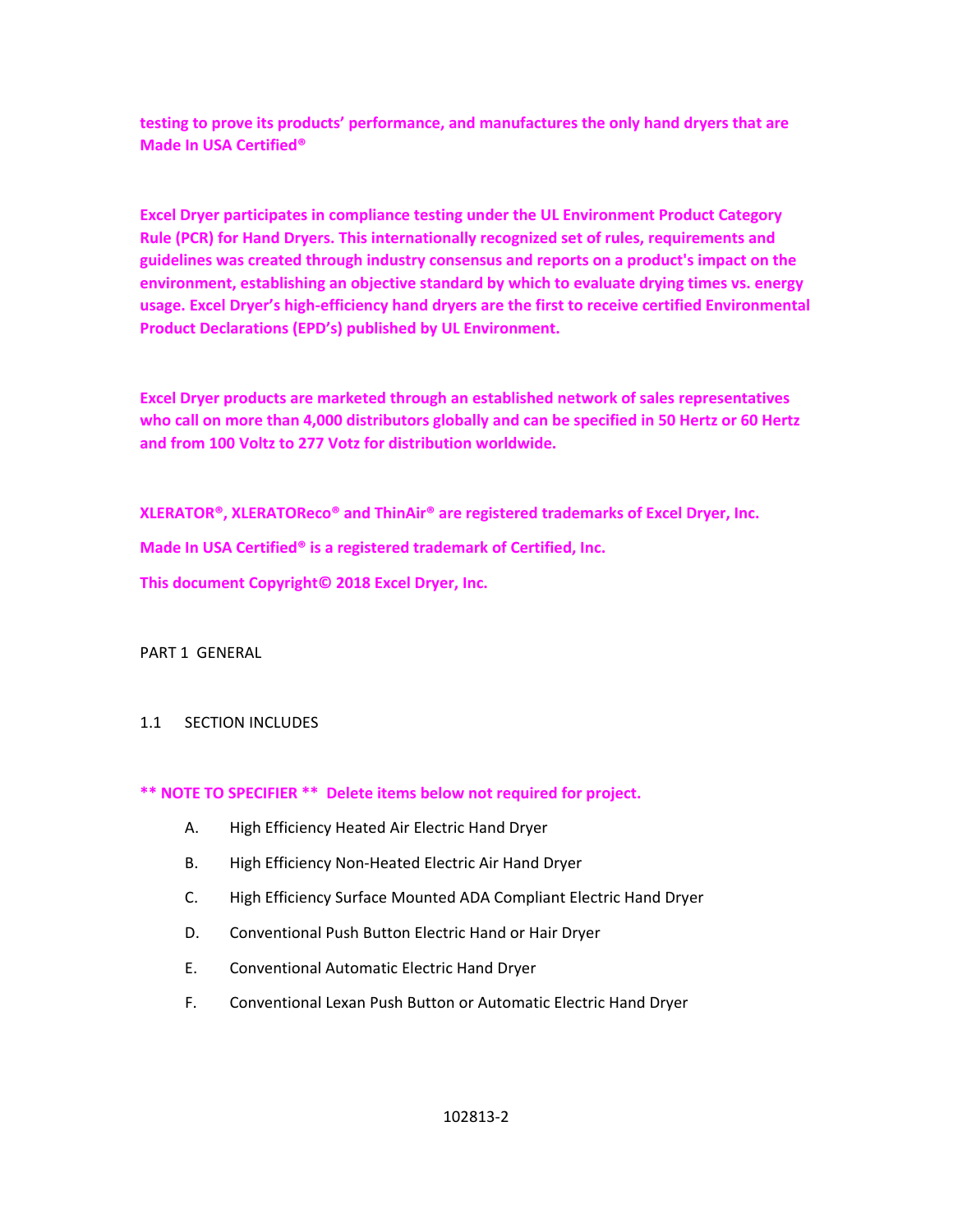**testing to prove its products' performance, and manufactures the only hand dryers that are Made In USA Certified®**

**Excel Dryer participates in compliance testing under the UL Environment Product Category Rule (PCR) for Hand Dryers. This internationally recognized set of rules, requirements and guidelines was created through industry consensus and reports on a product's impact on the environment, establishing an objective standard by which to evaluate drying times vs. energy usage. Excel Dryer's high-efficiency hand dryers are the first to receive certified Environmental Product Declarations (EPD's) published by UL Environment.**

**Excel Dryer products are marketed through an established network of sales representatives who call on more than 4,000 distributors globally and can be specified in 50 Hertz or 60 Hertz and from 100 Voltz to 277 Votz for distribution worldwide.**

**XLERATOR®, XLERATOReco® and ThinAir® are registered trademarks of Excel Dryer, Inc.**

**Made In USA Certified® is a registered trademark of Certified, Inc.**

**This document Copyright© 2018 Excel Dryer, Inc.**

PART 1 GENERAL

1.1 SECTION INCLUDES

**** NOTE TO SPECIFIER **  Delete items below not required for project.**

A. High Efficiency Heated Air Electric Hand Dryer

B. High Efficiency Non-Heated Electric Air Hand Dryer

C. High Efficiency Surface Mounted ADA Compliant Electric Hand Dryer

D. Conventional Push Button Electric Hand or Hair Dryer

E. Conventional Automatic Electric Hand Dryer

F. Conventional Lexan Push Button or Automatic Electric Hand Dryer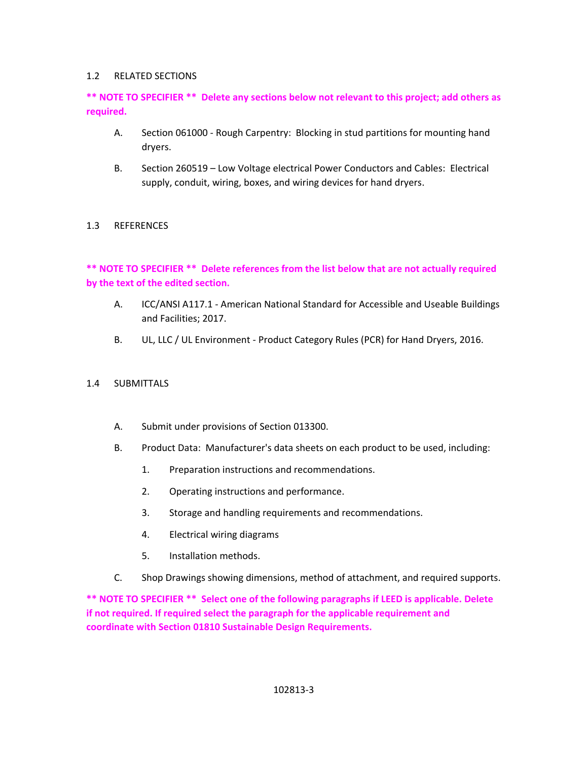## 1.2 RELATED SECTIONS

**\*\* NOTE TO SPECIFIER \*\* Delete any sections below not relevant to this project; add others as required.**

A. Section 061000 - Rough Carpentry: Blocking in stud partitions for mounting hand dryers.

B. Section 260519 – Low Voltage electrical Power Conductors and Cables: Electrical supply, conduit, wiring, boxes, and wiring devices for hand dryers.

## 1.3 REFERENCES

**\*\* NOTE TO SPECIFIER \*\* Delete references from the list below that are not actually required by the text of the edited section.**

A. ICC/ANSI A117.1 - American National Standard for Accessible and Useable Buildings and Facilities; 2017.

B. UL, LLC / UL Environment - Product Category Rules (PCR) for Hand Dryers, 2016.

## 1.4 SUBMITTALS

A. Submit under provisions of Section 013300.

B. Product Data: Manufacturer's data sheets on each product to be used, including:

1. Preparation instructions and recommendations.
2. Operating instructions and performance.
3. Storage and handling requirements and recommendations.
4. Electrical wiring diagrams
5. Installation methods.

C. Shop Drawings showing dimensions, method of attachment, and required supports.

**\*\* NOTE TO SPECIFIER \*\* Select one of the following paragraphs if LEED is applicable. Delete if not required. If required select the paragraph for the applicable requirement and coordinate with Section 01810 Sustainable Design Requirements.**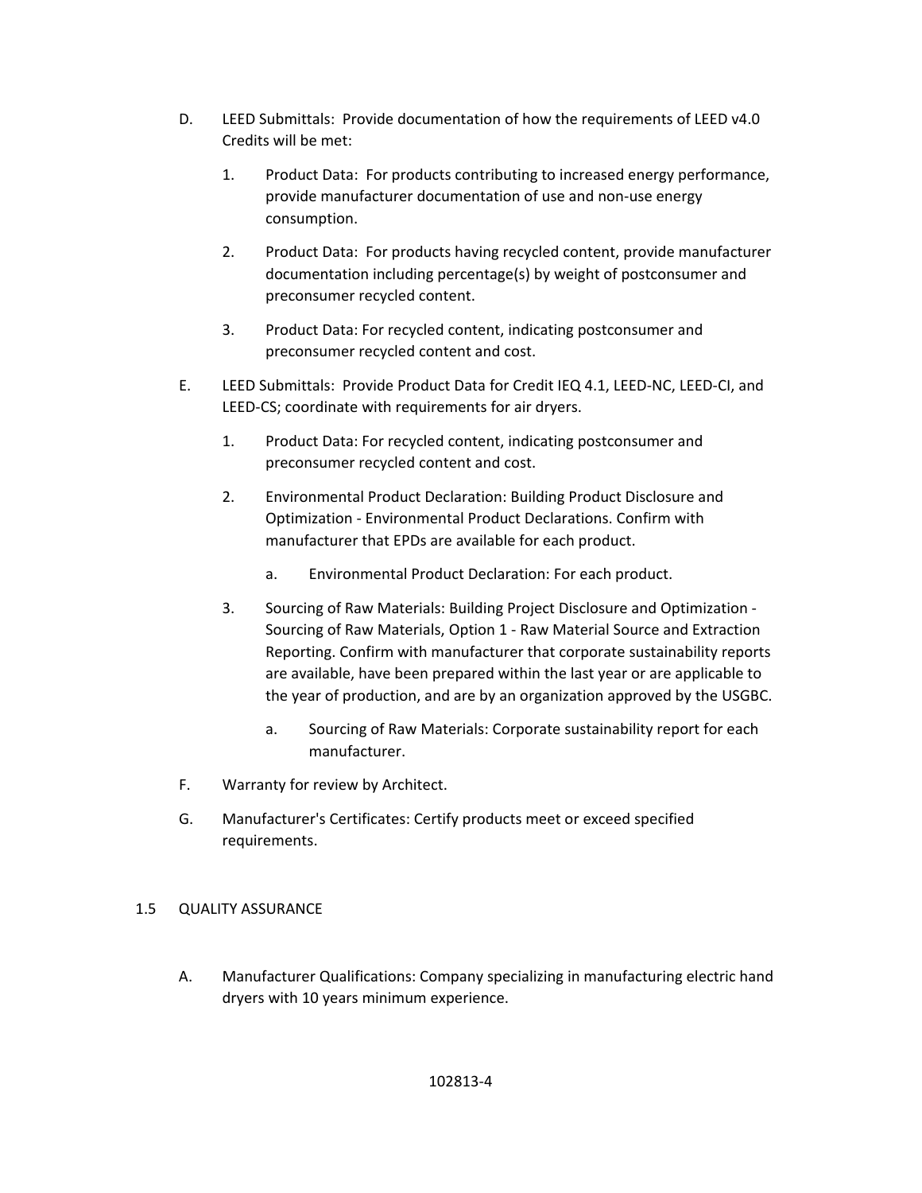D. LEED Submittals: Provide documentation of how the requirements of LEED v4.0 Credits will be met:

   1. Product Data: For products contributing to increased energy performance, provide manufacturer documentation of use and non-use energy consumption.

   2. Product Data: For products having recycled content, provide manufacturer documentation including percentage(s) by weight of postconsumer and preconsumer recycled content.

   3. Product Data: For recycled content, indicating postconsumer and preconsumer recycled content and cost.

E. LEED Submittals: Provide Product Data for Credit IEQ 4.1, LEED-NC, LEED-CI, and LEED-CS; coordinate with requirements for air dryers.

   1. Product Data: For recycled content, indicating postconsumer and preconsumer recycled content and cost.

   2. Environmental Product Declaration: Building Product Disclosure and Optimization - Environmental Product Declarations. Confirm with manufacturer that EPDs are available for each product.

      a. Environmental Product Declaration: For each product.

   3. Sourcing of Raw Materials: Building Project Disclosure and Optimization - Sourcing of Raw Materials, Option 1 - Raw Material Source and Extraction Reporting. Confirm with manufacturer that corporate sustainability reports are available, have been prepared within the last year or are applicable to the year of production, and are by an organization approved by the USGBC.

      a. Sourcing of Raw Materials: Corporate sustainability report for each manufacturer.

F. Warranty for review by Architect.

G. Manufacturer's Certificates: Certify products meet or exceed specified requirements.

## 1.5 QUALITY ASSURANCE

A. Manufacturer Qualifications: Company specializing in manufacturing electric hand dryers with 10 years minimum experience.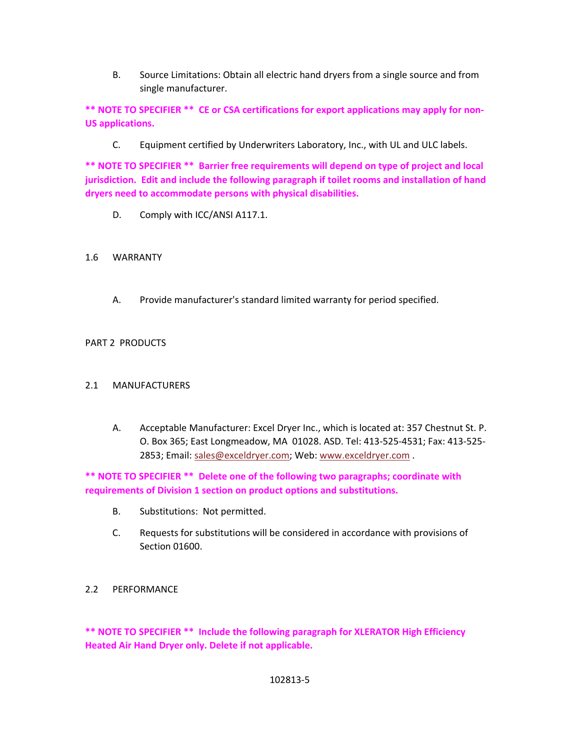B. Source Limitations: Obtain all electric hand dryers from a single source and from single manufacturer.

**\*\* NOTE TO SPECIFIER \*\* CE or CSA certifications for export applications may apply for non-US applications.**

C. Equipment certified by Underwriters Laboratory, Inc., with UL and ULC labels.

**\*\* NOTE TO SPECIFIER \*\* Barrier free requirements will depend on type of project and local jurisdiction. Edit and include the following paragraph if toilet rooms and installation of hand dryers need to accommodate persons with physical disabilities.**

D. Comply with ICC/ANSI A117.1.

## 1.6 WARRANTY

A. Provide manufacturer's standard limited warranty for period specified.

# PART 2 PRODUCTS

## 2.1 MANUFACTURERS

A. Acceptable Manufacturer: Excel Dryer Inc., which is located at: 357 Chestnut St. P. O. Box 365; East Longmeadow, MA 01028. ASD. Tel: 413-525-4531; Fax: 413-525-2853; Email: [sales@exceldryer.com](mailto:sales@exceldryer.com); Web: [www.exceldryer.com](http://www.exceldryer.com) .

**\*\* NOTE TO SPECIFIER \*\* Delete one of the following two paragraphs; coordinate with requirements of Division 1 section on product options and substitutions.**

B. Substitutions: Not permitted.

C. Requests for substitutions will be considered in accordance with provisions of Section 01600.

## 2.2 PERFORMANCE

**\*\* NOTE TO SPECIFIER \*\* Include the following paragraph for XLERATOR High Efficiency Heated Air Hand Dryer only. Delete if not applicable.**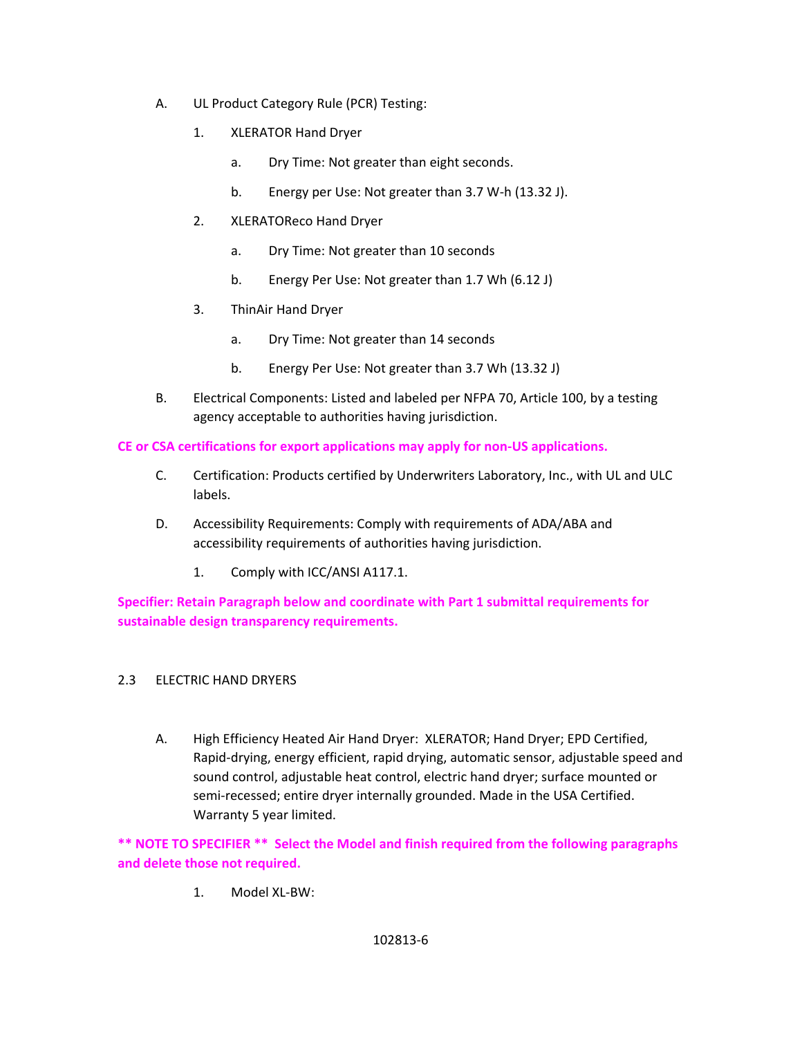A. UL Product Category Rule (PCR) Testing:

1. XLERATOR Hand Dryer

a. Dry Time: Not greater than eight seconds.

b. Energy per Use: Not greater than 3.7 W-h (13.32 J).

2. XLERATOReco Hand Dryer

a. Dry Time: Not greater than 10 seconds

b. Energy Per Use: Not greater than 1.7 Wh (6.12 J)

3. ThinAir Hand Dryer

a. Dry Time: Not greater than 14 seconds

b. Energy Per Use: Not greater than 3.7 Wh (13.32 J)

B. Electrical Components: Listed and labeled per NFPA 70, Article 100, by a testing agency acceptable to authorities having jurisdiction.

**CE or CSA certifications for export applications may apply for non-US applications.**

C. Certification: Products certified by Underwriters Laboratory, Inc., with UL and ULC labels.

D. Accessibility Requirements: Comply with requirements of ADA/ABA and accessibility requirements of authorities having jurisdiction.

1. Comply with ICC/ANSI A117.1.

**Specifier: Retain Paragraph below and coordinate with Part 1 submittal requirements for sustainable design transparency requirements.**

## 2.3 ELECTRIC HAND DRYERS

A. High Efficiency Heated Air Hand Dryer: XLERATOR; Hand Dryer; EPD Certified, Rapid-drying, energy efficient, rapid drying, automatic sensor, adjustable speed and sound control, adjustable heat control, electric hand dryer; surface mounted or semi-recessed; entire dryer internally grounded. Made in the USA Certified. Warranty 5 year limited.

**\*\* NOTE TO SPECIFIER \*\* Select the Model and finish required from the following paragraphs and delete those not required.**

1. Model XL-BW: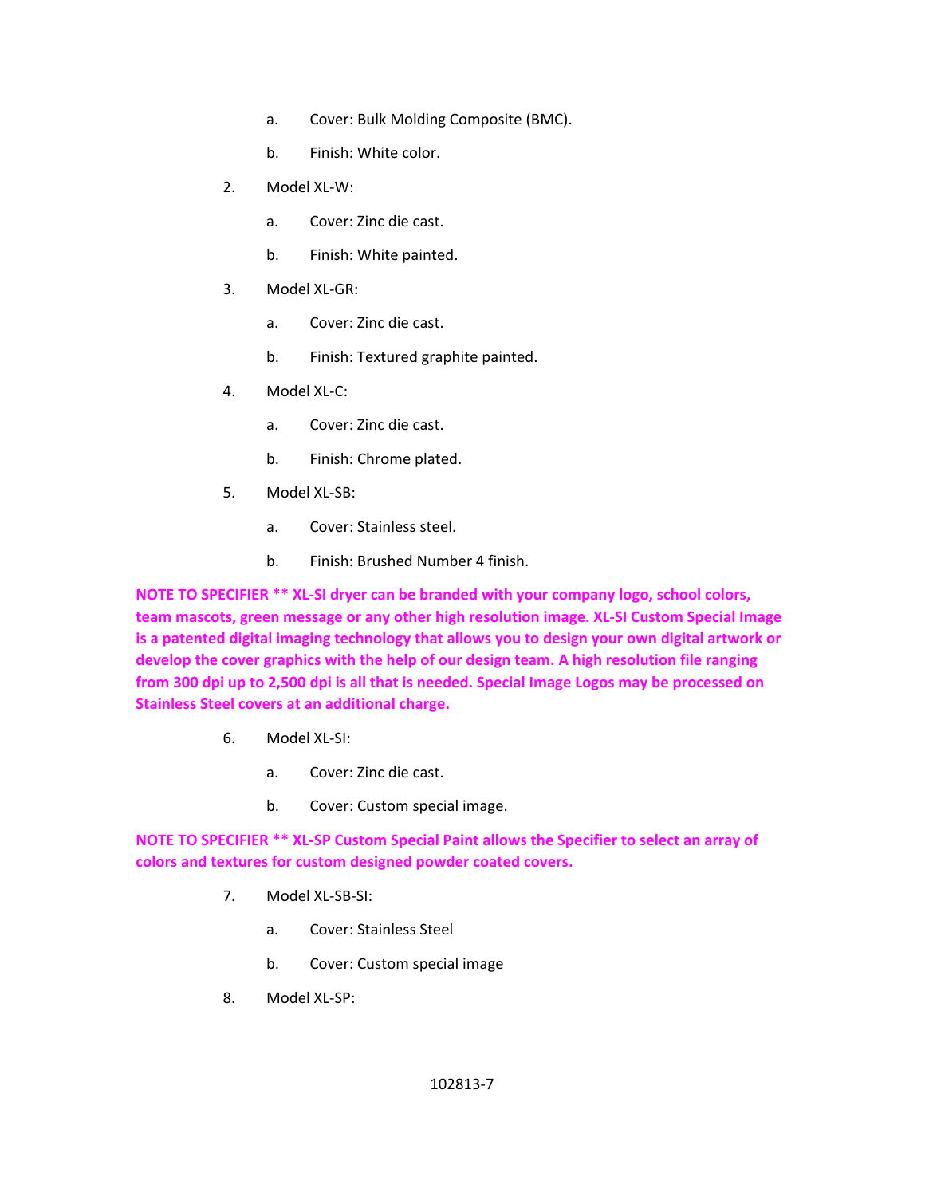a. Cover: Bulk Molding Composite (BMC).

   b. Finish: White color.

2. Model XL-W:

   a. Cover: Zinc die cast.

   b. Finish: White painted.

3. Model XL-GR:

   a. Cover: Zinc die cast.

   b. Finish: Textured graphite painted.

4. Model XL-C:

   a. Cover: Zinc die cast.

   b. Finish: Chrome plated.

5. Model XL-SB:

   a. Cover: Stainless steel.

   b. Finish: Brushed Number 4 finish.

**NOTE TO SPECIFIER ** XL-SI dryer can be branded with your company logo, school colors, team mascots, green message or any other high resolution image. XL-SI Custom Special Image is a patented digital imaging technology that allows you to design your own digital artwork or develop the cover graphics with the help of our design team. A high resolution file ranging from 300 dpi up to 2,500 dpi is all that is needed. Special Image Logos may be processed on Stainless Steel covers at an additional charge.**

6. Model XL-SI:

   a. Cover: Zinc die cast.

   b. Cover: Custom special image.

**NOTE TO SPECIFIER ** XL-SP Custom Special Paint allows the Specifier to select an array of colors and textures for custom designed powder coated covers.**

7. Model XL-SB-SI:

   a. Cover: Stainless Steel

   b. Cover: Custom special image

8. Model XL-SP: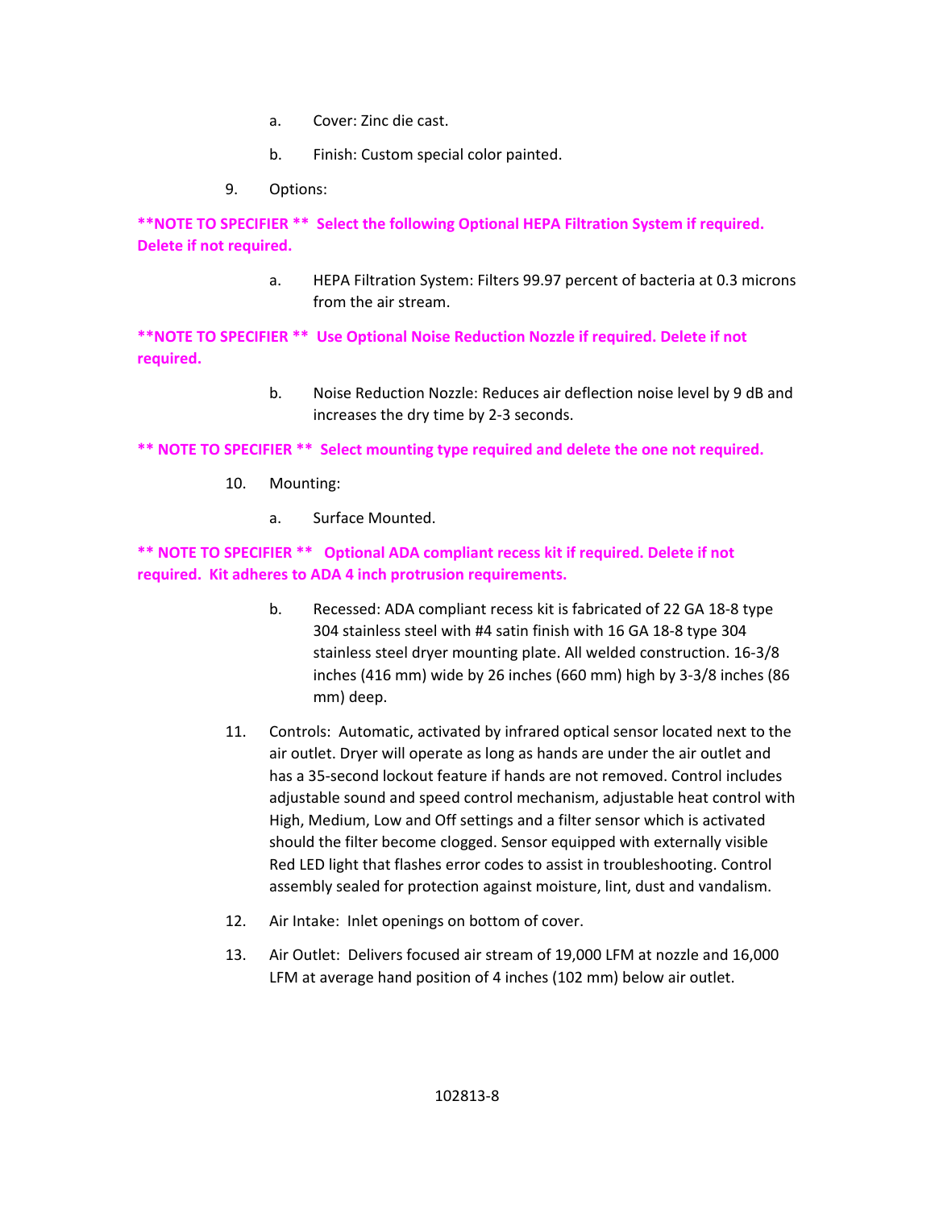a. Cover: Zinc die cast.

b. Finish: Custom special color painted.

9. Options:

**\*\*NOTE TO SPECIFIER \*\* Select the following Optional HEPA Filtration System if required. Delete if not required.**

a. HEPA Filtration System: Filters 99.97 percent of bacteria at 0.3 microns from the air stream.

**\*\*NOTE TO SPECIFIER \*\* Use Optional Noise Reduction Nozzle if required. Delete if not required.**

b. Noise Reduction Nozzle: Reduces air deflection noise level by 9 dB and increases the dry time by 2-3 seconds.

**\*\* NOTE TO SPECIFIER \*\* Select mounting type required and delete the one not required.**

10. Mounting:

a. Surface Mounted.

**\*\* NOTE TO SPECIFIER \*\* Optional ADA compliant recess kit if required. Delete if not required. Kit adheres to ADA 4 inch protrusion requirements.**

b. Recessed: ADA compliant recess kit is fabricated of 22 GA 18-8 type 304 stainless steel with #4 satin finish with 16 GA 18-8 type 304 stainless steel dryer mounting plate. All welded construction. 16-3/8 inches (416 mm) wide by 26 inches (660 mm) high by 3-3/8 inches (86 mm) deep.

11. Controls: Automatic, activated by infrared optical sensor located next to the air outlet. Dryer will operate as long as hands are under the air outlet and has a 35-second lockout feature if hands are not removed. Control includes adjustable sound and speed control mechanism, adjustable heat control with High, Medium, Low and Off settings and a filter sensor which is activated should the filter become clogged. Sensor equipped with externally visible Red LED light that flashes error codes to assist in troubleshooting. Control assembly sealed for protection against moisture, lint, dust and vandalism.

12. Air Intake: Inlet openings on bottom of cover.

13. Air Outlet: Delivers focused air stream of 19,000 LFM at nozzle and 16,000 LFM at average hand position of 4 inches (102 mm) below air outlet.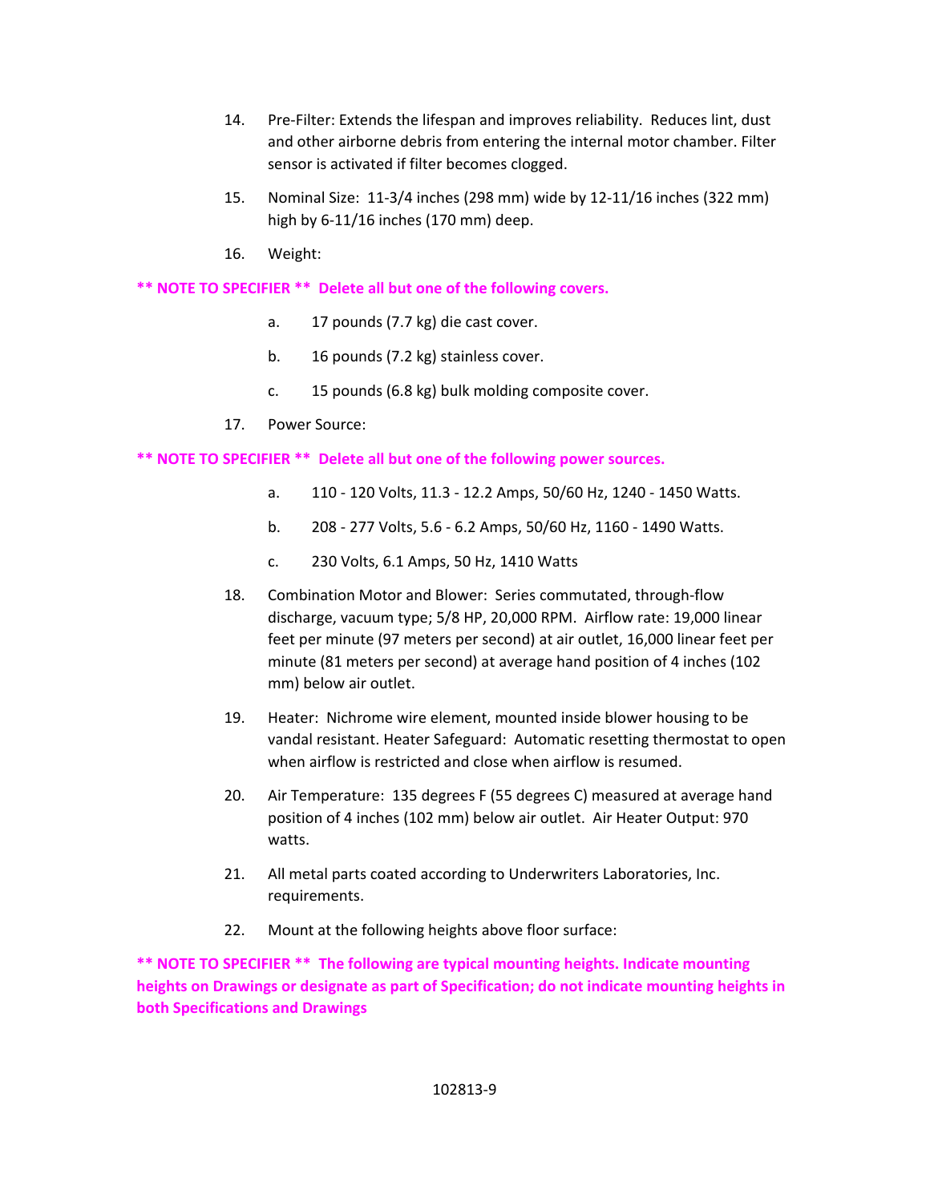14. Pre-Filter: Extends the lifespan and improves reliability. Reduces lint, dust and other airborne debris from entering the internal motor chamber. Filter sensor is activated if filter becomes clogged.

15. Nominal Size: 11-3/4 inches (298 mm) wide by 12-11/16 inches (322 mm) high by 6-11/16 inches (170 mm) deep.

16. Weight:

**** NOTE TO SPECIFIER **  Delete all but one of the following covers.**

    a. 17 pounds (7.7 kg) die cast cover.

    b. 16 pounds (7.2 kg) stainless cover.

    c. 15 pounds (6.8 kg) bulk molding composite cover.

17. Power Source:

**** NOTE TO SPECIFIER **  Delete all but one of the following power sources.**

    a. 110 - 120 Volts, 11.3 - 12.2 Amps, 50/60 Hz, 1240 - 1450 Watts.

    b. 208 - 277 Volts, 5.6 - 6.2 Amps, 50/60 Hz, 1160 - 1490 Watts.

    c. 230 Volts, 6.1 Amps, 50 Hz, 1410 Watts

18. Combination Motor and Blower: Series commutated, through-flow discharge, vacuum type; 5/8 HP, 20,000 RPM. Airflow rate: 19,000 linear feet per minute (97 meters per second) at air outlet, 16,000 linear feet per minute (81 meters per second) at average hand position of 4 inches (102 mm) below air outlet.

19. Heater: Nichrome wire element, mounted inside blower housing to be vandal resistant. Heater Safeguard: Automatic resetting thermostat to open when airflow is restricted and close when airflow is resumed.

20. Air Temperature: 135 degrees F (55 degrees C) measured at average hand position of 4 inches (102 mm) below air outlet. Air Heater Output: 970 watts.

21. All metal parts coated according to Underwriters Laboratories, Inc. requirements.

22. Mount at the following heights above floor surface:

**** NOTE TO SPECIFIER **  The following are typical mounting heights. Indicate mounting heights on Drawings or designate as part of Specification; do not indicate mounting heights in both Specifications and Drawings**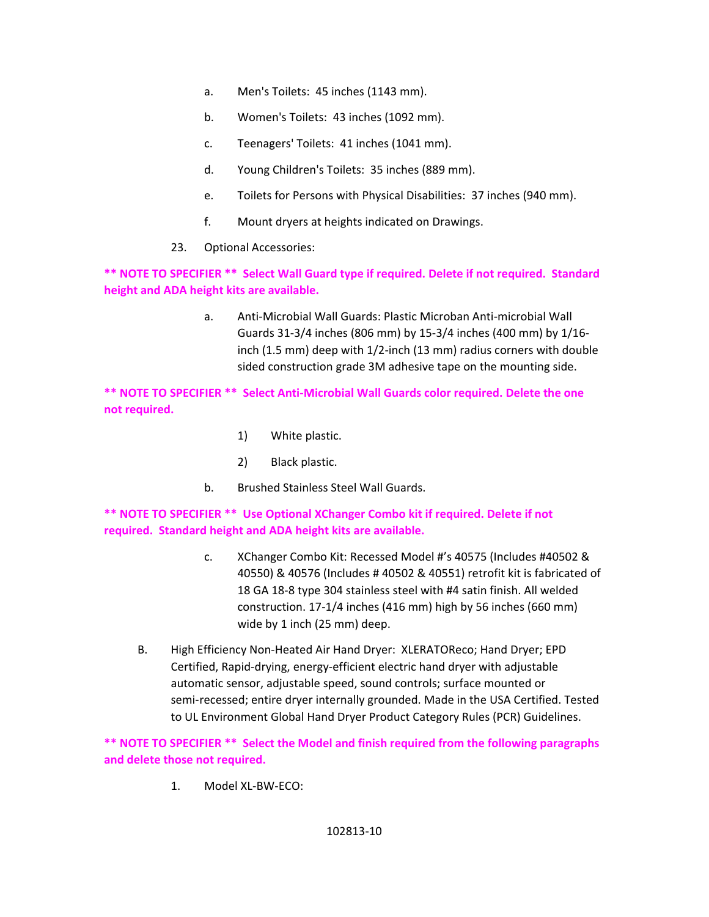a. Men's Toilets: 45 inches (1143 mm).

b. Women's Toilets: 43 inches (1092 mm).

c. Teenagers' Toilets: 41 inches (1041 mm).

d. Young Children's Toilets: 35 inches (889 mm).

e. Toilets for Persons with Physical Disabilities: 37 inches (940 mm).

f. Mount dryers at heights indicated on Drawings.

23. Optional Accessories:

**** NOTE TO SPECIFIER **  Select Wall Guard type if required. Delete if not required.  Standard height and ADA height kits are available.**

a. Anti-Microbial Wall Guards: Plastic Microban Anti-microbial Wall Guards 31-3/4 inches (806 mm) by 15-3/4 inches (400 mm) by 1/16-inch (1.5 mm) deep with 1/2-inch (13 mm) radius corners with double sided construction grade 3M adhesive tape on the mounting side.

**** NOTE TO SPECIFIER **  Select Anti-Microbial Wall Guards color required. Delete the one not required.**

1) White plastic.

2) Black plastic.

b. Brushed Stainless Steel Wall Guards.

**** NOTE TO SPECIFIER **  Use Optional XChanger Combo kit if required. Delete if not required.  Standard height and ADA height kits are available.**

c. XChanger Combo Kit: Recessed Model #'s 40575 (Includes #40502 & 40550) & 40576 (Includes # 40502 & 40551) retrofit kit is fabricated of 18 GA 18-8 type 304 stainless steel with #4 satin finish. All welded construction. 17-1/4 inches (416 mm) high by 56 inches (660 mm) wide by 1 inch (25 mm) deep.

B. High Efficiency Non-Heated Air Hand Dryer: XLERATOReco; Hand Dryer; EPD Certified, Rapid-drying, energy-efficient electric hand dryer with adjustable automatic sensor, adjustable speed, sound controls; surface mounted or semi-recessed; entire dryer internally grounded. Made in the USA Certified. Tested to UL Environment Global Hand Dryer Product Category Rules (PCR) Guidelines.

**** NOTE TO SPECIFIER **  Select the Model and finish required from the following paragraphs and delete those not required.**

1. Model XL-BW-ECO: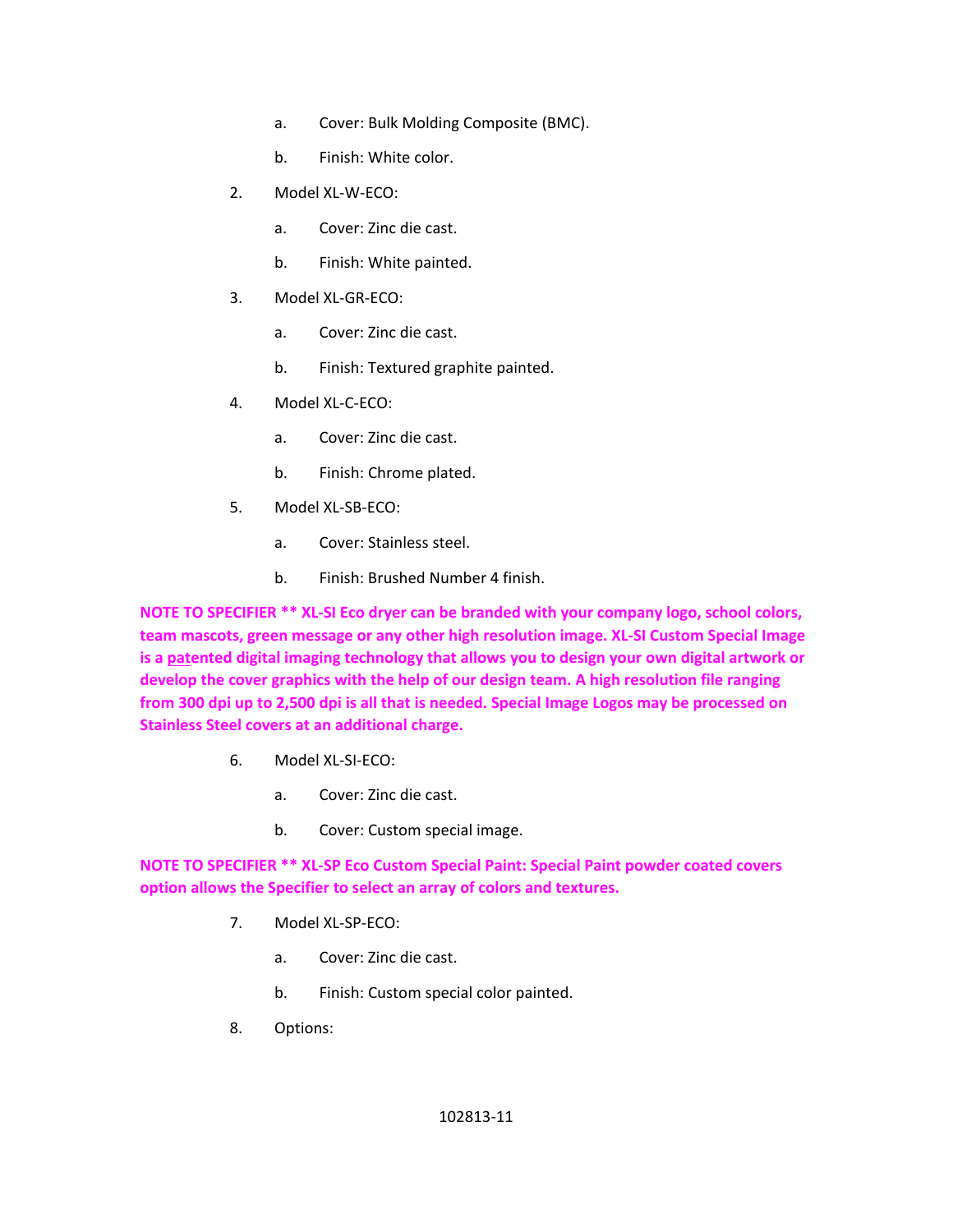a. Cover: Bulk Molding Composite (BMC).

b. Finish: White color.

2. Model XL-W-ECO:

   a. Cover: Zinc die cast.

   b. Finish: White painted.

3. Model XL-GR-ECO:

   a. Cover: Zinc die cast.

   b. Finish: Textured graphite painted.

4. Model XL-C-ECO:

   a. Cover: Zinc die cast.

   b. Finish: Chrome plated.

5. Model XL-SB-ECO:

   a. Cover: Stainless steel.

   b. Finish: Brushed Number 4 finish.

**NOTE TO SPECIFIER ** XL-SI Eco dryer can be branded with your company logo, school colors, team mascots, green message or any other high resolution image. XL-SI Custom Special Image is a patented digital imaging technology that allows you to design your own digital artwork or develop the cover graphics with the help of our design team. A high resolution file ranging from 300 dpi up to 2,500 dpi is all that is needed. Special Image Logos may be processed on Stainless Steel covers at an additional charge.**

6. Model XL-SI-ECO:

   a. Cover: Zinc die cast.

   b. Cover: Custom special image.

**NOTE TO SPECIFIER ** XL-SP Eco Custom Special Paint: Special Paint powder coated covers option allows the Specifier to select an array of colors and textures.**

7. Model XL-SP-ECO:

   a. Cover: Zinc die cast.

   b. Finish: Custom special color painted.

8. Options: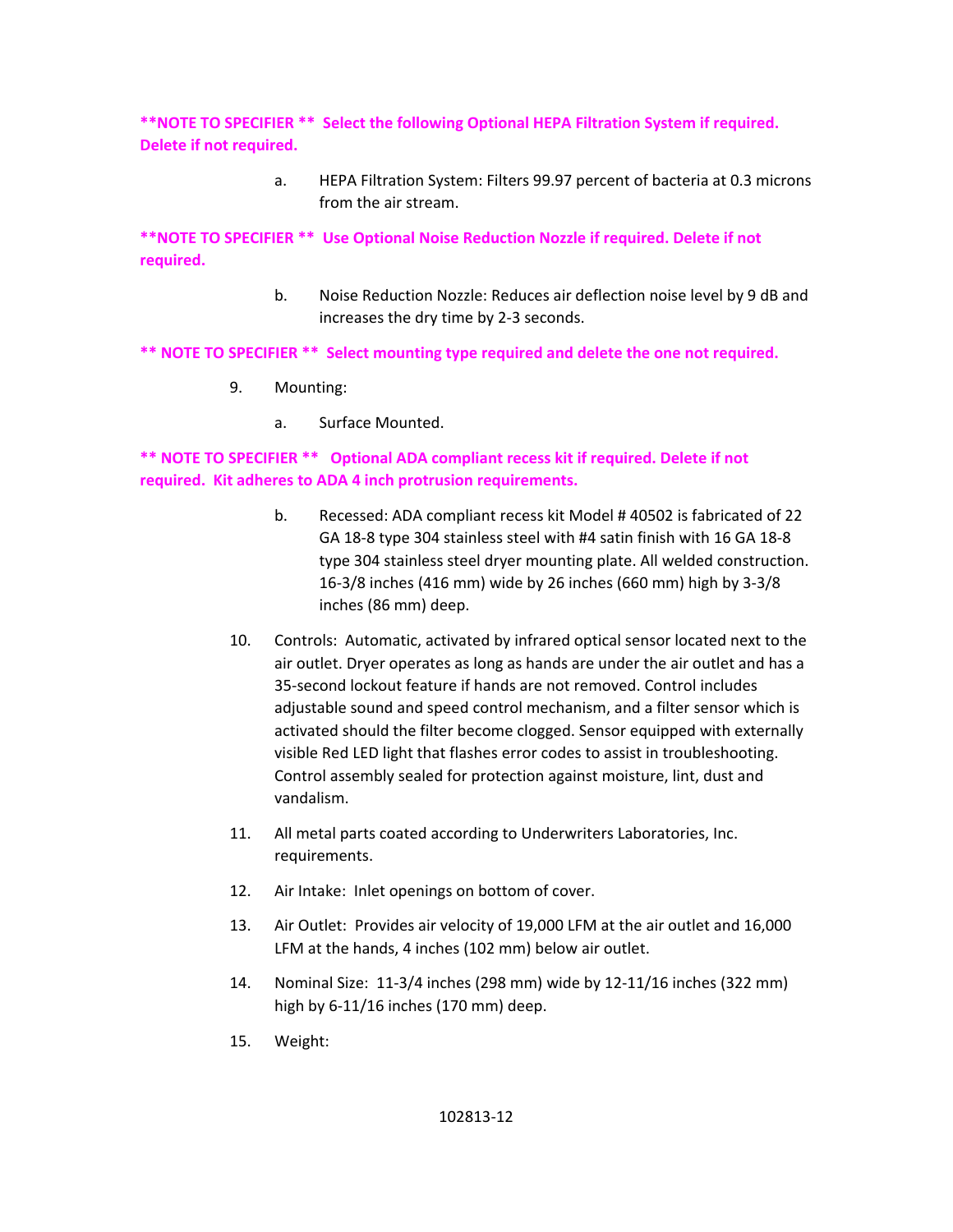**\*\*NOTE TO SPECIFIER \*\* Select the following Optional HEPA Filtration System if required. Delete if not required.**

a. HEPA Filtration System: Filters 99.97 percent of bacteria at 0.3 microns from the air stream.

**\*\*NOTE TO SPECIFIER \*\* Use Optional Noise Reduction Nozzle if required. Delete if not required.**

b. Noise Reduction Nozzle: Reduces air deflection noise level by 9 dB and increases the dry time by 2-3 seconds.

**\*\* NOTE TO SPECIFIER \*\* Select mounting type required and delete the one not required.**

9. Mounting:

   a. Surface Mounted.

**\*\* NOTE TO SPECIFIER \*\* Optional ADA compliant recess kit if required. Delete if not required. Kit adheres to ADA 4 inch protrusion requirements.**

   b. Recessed: ADA compliant recess kit Model # 40502 is fabricated of 22 GA 18-8 type 304 stainless steel with #4 satin finish with 16 GA 18-8 type 304 stainless steel dryer mounting plate. All welded construction. 16-3/8 inches (416 mm) wide by 26 inches (660 mm) high by 3-3/8 inches (86 mm) deep.

10. Controls: Automatic, activated by infrared optical sensor located next to the air outlet. Dryer operates as long as hands are under the air outlet and has a 35-second lockout feature if hands are not removed. Control includes adjustable sound and speed control mechanism, and a filter sensor which is activated should the filter become clogged. Sensor equipped with externally visible Red LED light that flashes error codes to assist in troubleshooting. Control assembly sealed for protection against moisture, lint, dust and vandalism.

11. All metal parts coated according to Underwriters Laboratories, Inc. requirements.

12. Air Intake: Inlet openings on bottom of cover.

13. Air Outlet: Provides air velocity of 19,000 LFM at the air outlet and 16,000 LFM at the hands, 4 inches (102 mm) below air outlet.

14. Nominal Size: 11-3/4 inches (298 mm) wide by 12-11/16 inches (322 mm) high by 6-11/16 inches (170 mm) deep.

15. Weight: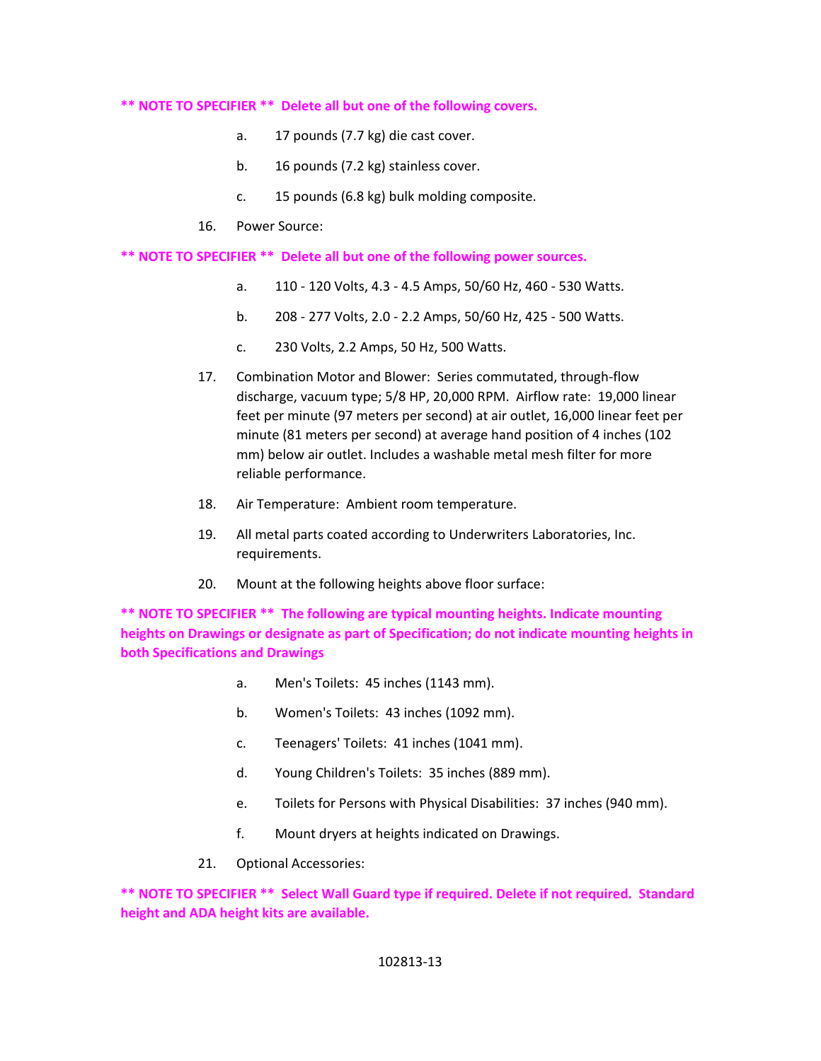**\*\* NOTE TO SPECIFIER \*\* Delete all but one of the following covers.**

a. 17 pounds (7.7 kg) die cast cover.

b. 16 pounds (7.2 kg) stainless cover.

c. 15 pounds (6.8 kg) bulk molding composite.

16. Power Source:

**\*\* NOTE TO SPECIFIER \*\* Delete all but one of the following power sources.**

a. 110 - 120 Volts, 4.3 - 4.5 Amps, 50/60 Hz, 460 - 530 Watts.

b. 208 - 277 Volts, 2.0 - 2.2 Amps, 50/60 Hz, 425 - 500 Watts.

c. 230 Volts, 2.2 Amps, 50 Hz, 500 Watts.

17. Combination Motor and Blower: Series commutated, through-flow discharge, vacuum type; 5/8 HP, 20,000 RPM. Airflow rate: 19,000 linear feet per minute (97 meters per second) at air outlet, 16,000 linear feet per minute (81 meters per second) at average hand position of 4 inches (102 mm) below air outlet. Includes a washable metal mesh filter for more reliable performance.

18. Air Temperature: Ambient room temperature.

19. All metal parts coated according to Underwriters Laboratories, Inc. requirements.

20. Mount at the following heights above floor surface:

**\*\* NOTE TO SPECIFIER \*\* The following are typical mounting heights. Indicate mounting heights on Drawings or designate as part of Specification; do not indicate mounting heights in both Specifications and Drawings**

a. Men's Toilets: 45 inches (1143 mm).

b. Women's Toilets: 43 inches (1092 mm).

c. Teenagers' Toilets: 41 inches (1041 mm).

d. Young Children's Toilets: 35 inches (889 mm).

e. Toilets for Persons with Physical Disabilities: 37 inches (940 mm).

f. Mount dryers at heights indicated on Drawings.

21. Optional Accessories:

**\*\* NOTE TO SPECIFIER \*\* Select Wall Guard type if required. Delete if not required. Standard height and ADA height kits are available.**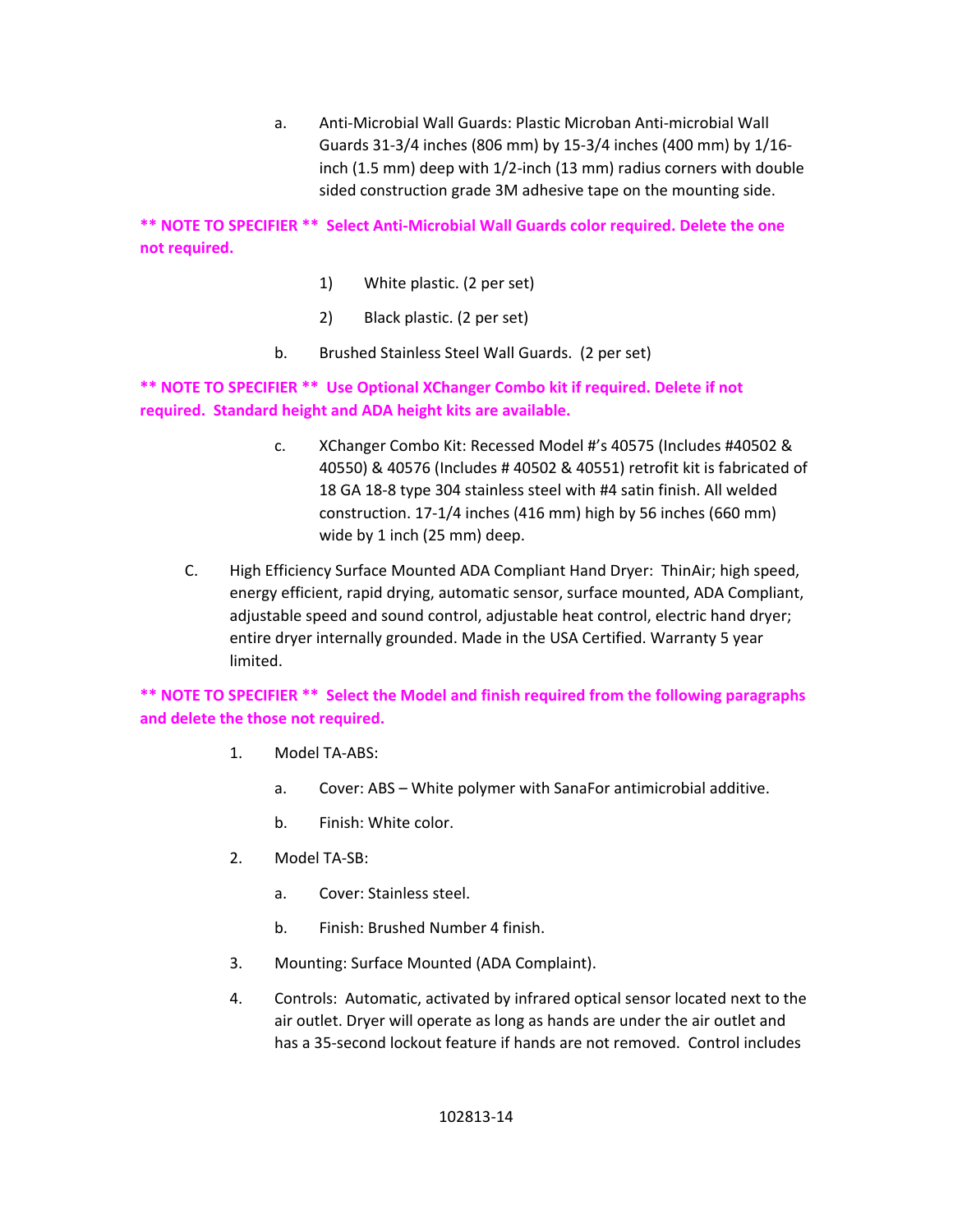a. Anti-Microbial Wall Guards: Plastic Microban Anti-microbial Wall Guards 31-3/4 inches (806 mm) by 15-3/4 inches (400 mm) by 1/16-inch (1.5 mm) deep with 1/2-inch (13 mm) radius corners with double sided construction grade 3M adhesive tape on the mounting side.

**\*\* NOTE TO SPECIFIER \*\* Select Anti-Microbial Wall Guards color required. Delete the one not required.**

1) White plastic. (2 per set)

2) Black plastic. (2 per set)

b. Brushed Stainless Steel Wall Guards. (2 per set)

**\*\* NOTE TO SPECIFIER \*\* Use Optional XChanger Combo kit if required. Delete if not required. Standard height and ADA height kits are available.**

c. XChanger Combo Kit: Recessed Model #'s 40575 (Includes #40502 & 40550) & 40576 (Includes # 40502 & 40551) retrofit kit is fabricated of 18 GA 18-8 type 304 stainless steel with #4 satin finish. All welded construction. 17-1/4 inches (416 mm) high by 56 inches (660 mm) wide by 1 inch (25 mm) deep.

C. High Efficiency Surface Mounted ADA Compliant Hand Dryer: ThinAir; high speed, energy efficient, rapid drying, automatic sensor, surface mounted, ADA Compliant, adjustable speed and sound control, adjustable heat control, electric hand dryer; entire dryer internally grounded. Made in the USA Certified. Warranty 5 year limited.

**\*\* NOTE TO SPECIFIER \*\* Select the Model and finish required from the following paragraphs and delete the those not required.**

1. Model TA-ABS:

   a. Cover: ABS – White polymer with SanaFor antimicrobial additive.

   b. Finish: White color.

2. Model TA-SB:

   a. Cover: Stainless steel.

   b. Finish: Brushed Number 4 finish.

3. Mounting: Surface Mounted (ADA Complaint).

4. Controls: Automatic, activated by infrared optical sensor located next to the air outlet. Dryer will operate as long as hands are under the air outlet and has a 35-second lockout feature if hands are not removed. Control includes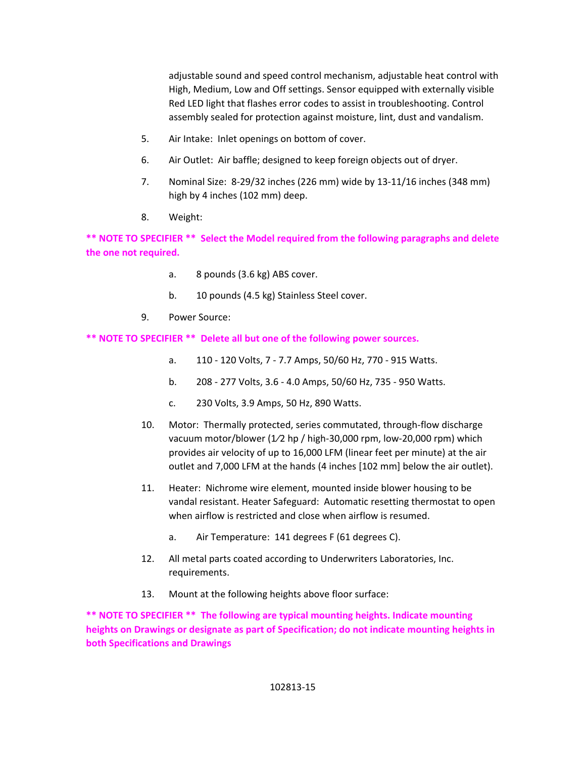adjustable sound and speed control mechanism, adjustable heat control with High, Medium, Low and Off settings. Sensor equipped with externally visible Red LED light that flashes error codes to assist in troubleshooting. Control assembly sealed for protection against moisture, lint, dust and vandalism.

5. Air Intake: Inlet openings on bottom of cover.

6. Air Outlet: Air baffle; designed to keep foreign objects out of dryer.

7. Nominal Size: 8-29/32 inches (226 mm) wide by 13-11/16 inches (348 mm) high by 4 inches (102 mm) deep.

8. Weight:

**** NOTE TO SPECIFIER **  Select the Model required from the following paragraphs and delete the one not required.**

   a. 8 pounds (3.6 kg) ABS cover.

   b. 10 pounds (4.5 kg) Stainless Steel cover.

9. Power Source:

**** NOTE TO SPECIFIER **  Delete all but one of the following power sources.**

   a. 110 - 120 Volts, 7 - 7.7 Amps, 50/60 Hz, 770 - 915 Watts.

   b. 208 - 277 Volts, 3.6 - 4.0 Amps, 50/60 Hz, 735 - 950 Watts.

   c. 230 Volts, 3.9 Amps, 50 Hz, 890 Watts.

10. Motor: Thermally protected, series commutated, through-flow discharge vacuum motor/blower (1⁄2 hp / high-30,000 rpm, low-20,000 rpm) which provides air velocity of up to 16,000 LFM (linear feet per minute) at the air outlet and 7,000 LFM at the hands (4 inches [102 mm] below the air outlet).

11. Heater: Nichrome wire element, mounted inside blower housing to be vandal resistant. Heater Safeguard: Automatic resetting thermostat to open when airflow is restricted and close when airflow is resumed.

   a. Air Temperature: 141 degrees F (61 degrees C).

12. All metal parts coated according to Underwriters Laboratories, Inc. requirements.

13. Mount at the following heights above floor surface:

**** NOTE TO SPECIFIER **  The following are typical mounting heights. Indicate mounting heights on Drawings or designate as part of Specification; do not indicate mounting heights in both Specifications and Drawings**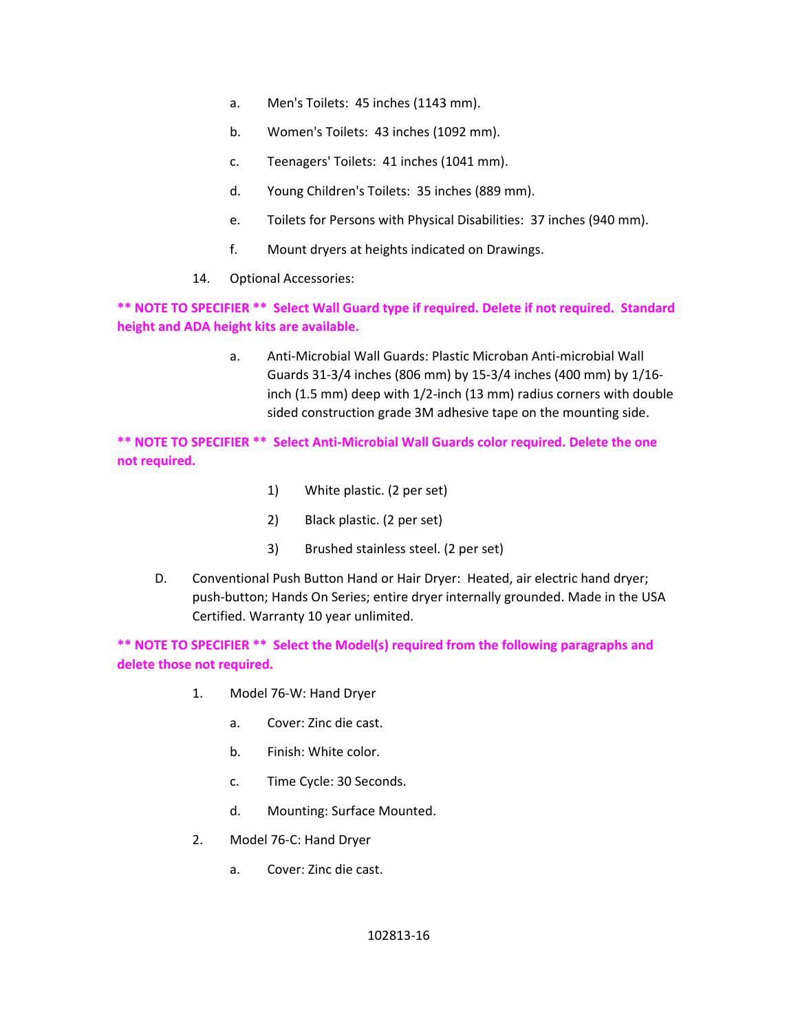a. Men's Toilets: 45 inches (1143 mm).

b. Women's Toilets: 43 inches (1092 mm).

c. Teenagers' Toilets: 41 inches (1041 mm).

d. Young Children's Toilets: 35 inches (889 mm).

e. Toilets for Persons with Physical Disabilities: 37 inches (940 mm).

f. Mount dryers at heights indicated on Drawings.

14. Optional Accessories:

**** NOTE TO SPECIFIER ** Select Wall Guard type if required. Delete if not required. Standard height and ADA height kits are available.**

a. Anti-Microbial Wall Guards: Plastic Microban Anti-microbial Wall Guards 31-3/4 inches (806 mm) by 15-3/4 inches (400 mm) by 1/16-inch (1.5 mm) deep with 1/2-inch (13 mm) radius corners with double sided construction grade 3M adhesive tape on the mounting side.

**** NOTE TO SPECIFIER ** Select Anti-Microbial Wall Guards color required. Delete the one not required.**

1) White plastic. (2 per set)

2) Black plastic. (2 per set)

3) Brushed stainless steel. (2 per set)

D. Conventional Push Button Hand or Hair Dryer: Heated, air electric hand dryer; push-button; Hands On Series; entire dryer internally grounded. Made in the USA Certified. Warranty 10 year unlimited.

**** NOTE TO SPECIFIER ** Select the Model(s) required from the following paragraphs and delete those not required.**

1. Model 76-W: Hand Dryer

   a. Cover: Zinc die cast.

   b. Finish: White color.

   c. Time Cycle: 30 Seconds.

   d. Mounting: Surface Mounted.

2. Model 76-C: Hand Dryer

   a. Cover: Zinc die cast.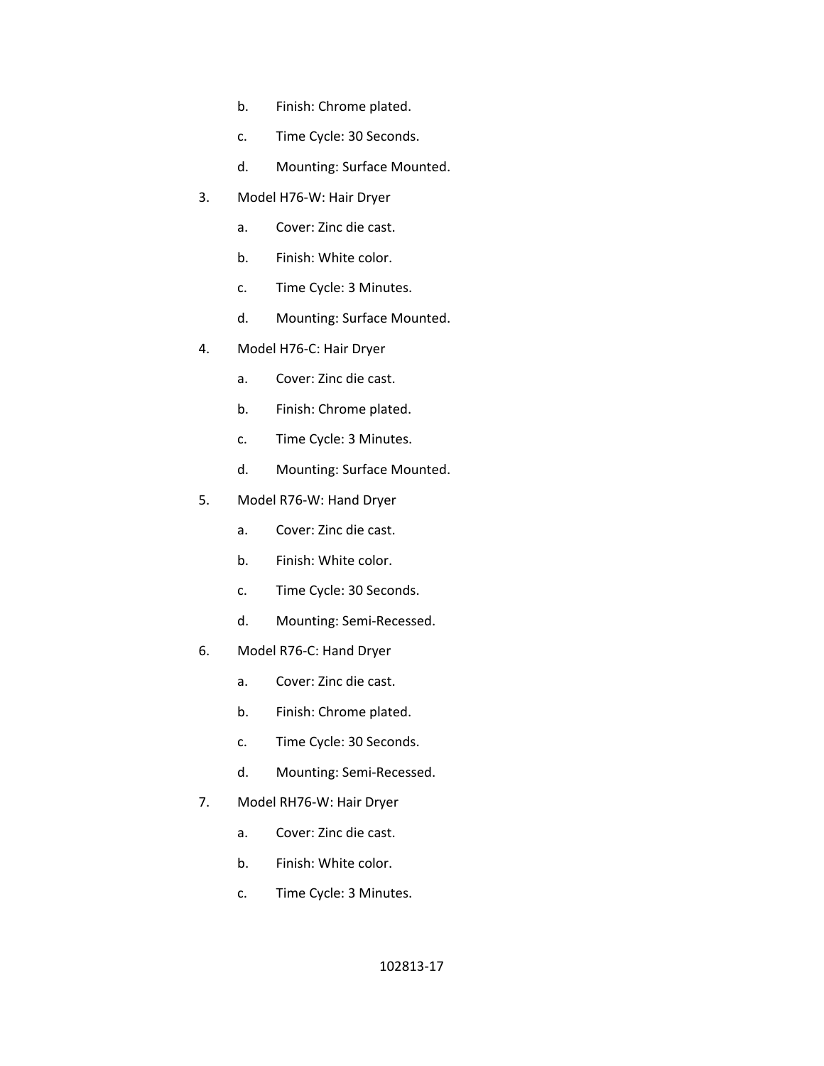b. Finish: Chrome plated.

   c. Time Cycle: 30 Seconds.

   d. Mounting: Surface Mounted.

3. Model H76-W: Hair Dryer

   a. Cover: Zinc die cast.

   b. Finish: White color.

   c. Time Cycle: 3 Minutes.

   d. Mounting: Surface Mounted.

4. Model H76-C: Hair Dryer

   a. Cover: Zinc die cast.

   b. Finish: Chrome plated.

   c. Time Cycle: 3 Minutes.

   d. Mounting: Surface Mounted.

5. Model R76-W: Hand Dryer

   a. Cover: Zinc die cast.

   b. Finish: White color.

   c. Time Cycle: 30 Seconds.

   d. Mounting: Semi-Recessed.

6. Model R76-C: Hand Dryer

   a. Cover: Zinc die cast.

   b. Finish: Chrome plated.

   c. Time Cycle: 30 Seconds.

   d. Mounting: Semi-Recessed.

7. Model RH76-W: Hair Dryer

   a. Cover: Zinc die cast.

   b. Finish: White color.

   c. Time Cycle: 3 Minutes.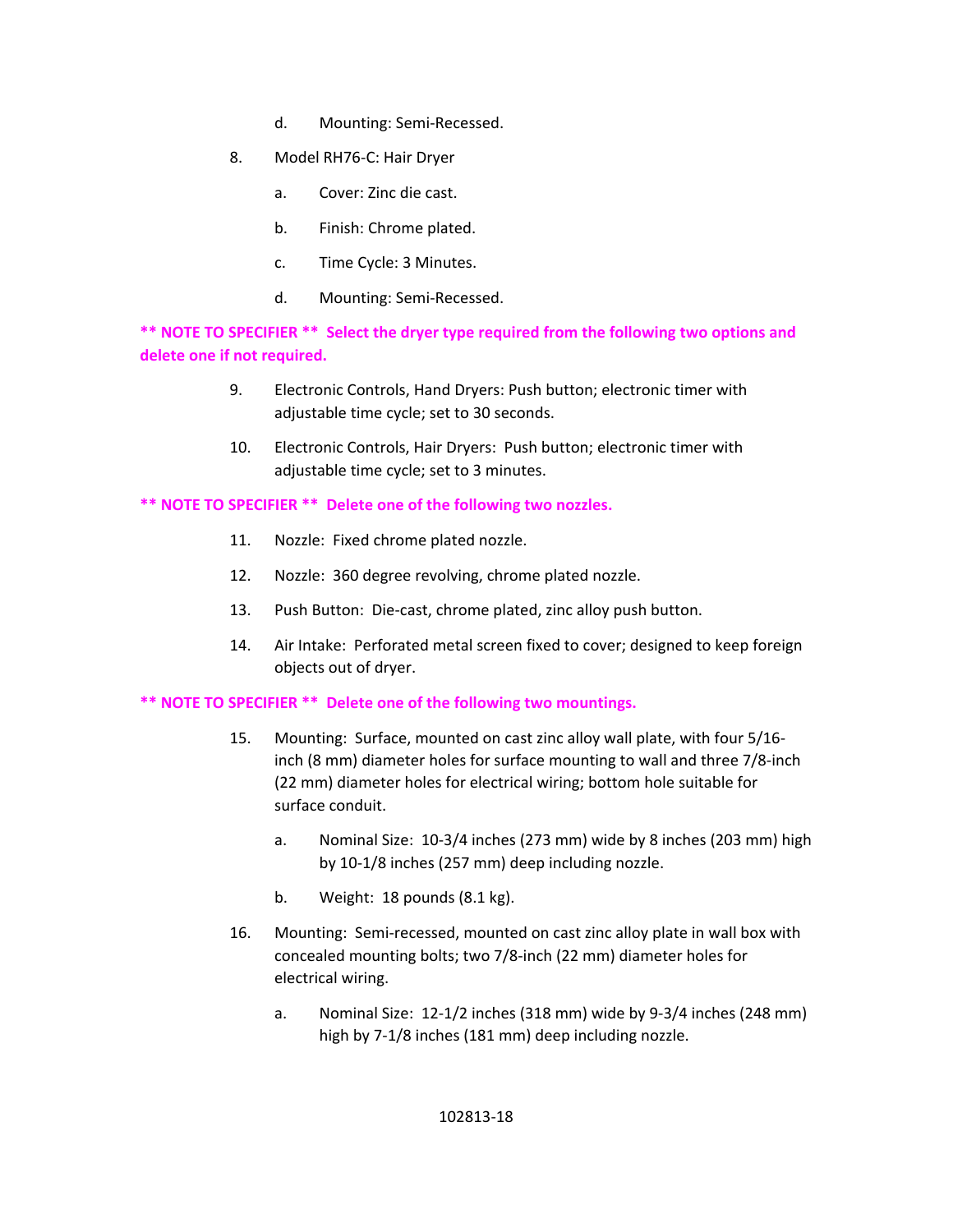d. Mounting: Semi-Recessed.

8. Model RH76-C: Hair Dryer

    a. Cover: Zinc die cast.

    b. Finish: Chrome plated.

    c. Time Cycle: 3 Minutes.

    d. Mounting: Semi-Recessed.

**\*\* NOTE TO SPECIFIER \*\* Select the dryer type required from the following two options and delete one if not required.**

9. Electronic Controls, Hand Dryers: Push button; electronic timer with adjustable time cycle; set to 30 seconds.

10. Electronic Controls, Hair Dryers: Push button; electronic timer with adjustable time cycle; set to 3 minutes.

**\*\* NOTE TO SPECIFIER \*\* Delete one of the following two nozzles.**

11. Nozzle: Fixed chrome plated nozzle.

12. Nozzle: 360 degree revolving, chrome plated nozzle.

13. Push Button: Die-cast, chrome plated, zinc alloy push button.

14. Air Intake: Perforated metal screen fixed to cover; designed to keep foreign objects out of dryer.

**\*\* NOTE TO SPECIFIER \*\* Delete one of the following two mountings.**

15. Mounting: Surface, mounted on cast zinc alloy wall plate, with four 5/16-inch (8 mm) diameter holes for surface mounting to wall and three 7/8-inch (22 mm) diameter holes for electrical wiring; bottom hole suitable for surface conduit.

    a. Nominal Size: 10-3/4 inches (273 mm) wide by 8 inches (203 mm) high by 10-1/8 inches (257 mm) deep including nozzle.

    b. Weight: 18 pounds (8.1 kg).

16. Mounting: Semi-recessed, mounted on cast zinc alloy plate in wall box with concealed mounting bolts; two 7/8-inch (22 mm) diameter holes for electrical wiring.

    a. Nominal Size: 12-1/2 inches (318 mm) wide by 9-3/4 inches (248 mm) high by 7-1/8 inches (181 mm) deep including nozzle.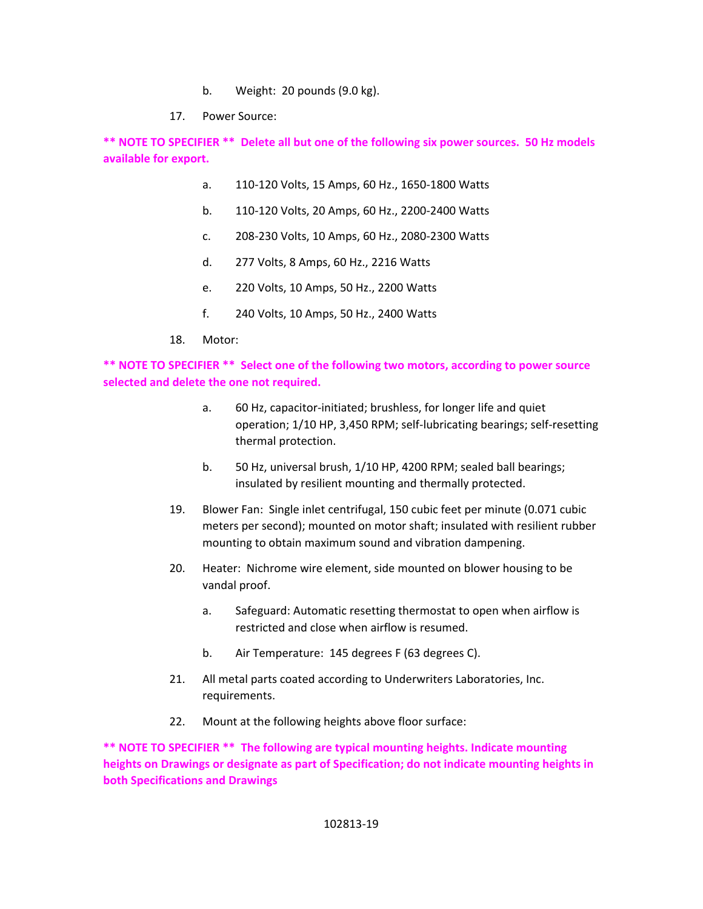b. Weight: 20 pounds (9.0 kg).

17. Power Source:

**\*\* NOTE TO SPECIFIER \*\* Delete all but one of the following six power sources. 50 Hz models available for export.**

a. 110-120 Volts, 15 Amps, 60 Hz., 1650-1800 Watts

b. 110-120 Volts, 20 Amps, 60 Hz., 2200-2400 Watts

c. 208-230 Volts, 10 Amps, 60 Hz., 2080-2300 Watts

d. 277 Volts, 8 Amps, 60 Hz., 2216 Watts

e. 220 Volts, 10 Amps, 50 Hz., 2200 Watts

f. 240 Volts, 10 Amps, 50 Hz., 2400 Watts

18. Motor:

**\*\* NOTE TO SPECIFIER \*\* Select one of the following two motors, according to power source selected and delete the one not required.**

a. 60 Hz, capacitor-initiated; brushless, for longer life and quiet operation; 1/10 HP, 3,450 RPM; self-lubricating bearings; self-resetting thermal protection.

b. 50 Hz, universal brush, 1/10 HP, 4200 RPM; sealed ball bearings; insulated by resilient mounting and thermally protected.

19. Blower Fan: Single inlet centrifugal, 150 cubic feet per minute (0.071 cubic meters per second); mounted on motor shaft; insulated with resilient rubber mounting to obtain maximum sound and vibration dampening.

20. Heater: Nichrome wire element, side mounted on blower housing to be vandal proof.

a. Safeguard: Automatic resetting thermostat to open when airflow is restricted and close when airflow is resumed.

b. Air Temperature: 145 degrees F (63 degrees C).

21. All metal parts coated according to Underwriters Laboratories, Inc. requirements.

22. Mount at the following heights above floor surface:

**\*\* NOTE TO SPECIFIER \*\* The following are typical mounting heights. Indicate mounting heights on Drawings or designate as part of Specification; do not indicate mounting heights in both Specifications and Drawings**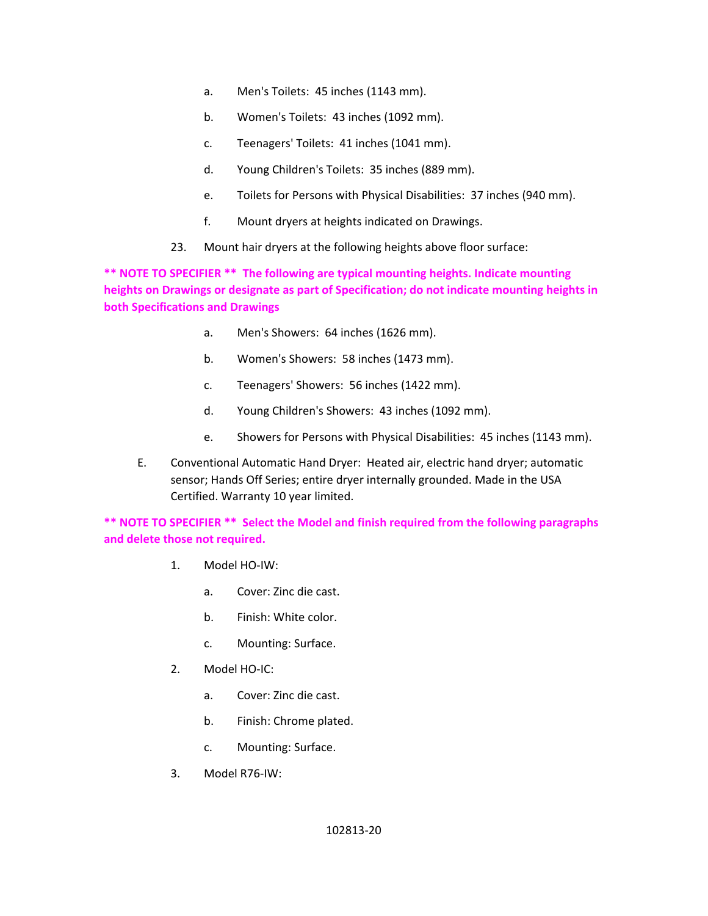a. Men's Toilets: 45 inches (1143 mm).

b. Women's Toilets: 43 inches (1092 mm).

c. Teenagers' Toilets: 41 inches (1041 mm).

d. Young Children's Toilets: 35 inches (889 mm).

e. Toilets for Persons with Physical Disabilities: 37 inches (940 mm).

f. Mount dryers at heights indicated on Drawings.

23. Mount hair dryers at the following heights above floor surface:

**\*\* NOTE TO SPECIFIER \*\* The following are typical mounting heights. Indicate mounting heights on Drawings or designate as part of Specification; do not indicate mounting heights in both Specifications and Drawings**

a. Men's Showers: 64 inches (1626 mm).

b. Women's Showers: 58 inches (1473 mm).

c. Teenagers' Showers: 56 inches (1422 mm).

d. Young Children's Showers: 43 inches (1092 mm).

e. Showers for Persons with Physical Disabilities: 45 inches (1143 mm).

E. Conventional Automatic Hand Dryer: Heated air, electric hand dryer; automatic sensor; Hands Off Series; entire dryer internally grounded. Made in the USA Certified. Warranty 10 year limited.

**\*\* NOTE TO SPECIFIER \*\* Select the Model and finish required from the following paragraphs and delete those not required.**

1. Model HO-IW:

   a. Cover: Zinc die cast.

   b. Finish: White color.

   c. Mounting: Surface.

2. Model HO-IC:

   a. Cover: Zinc die cast.

   b. Finish: Chrome plated.

   c. Mounting: Surface.

3. Model R76-IW: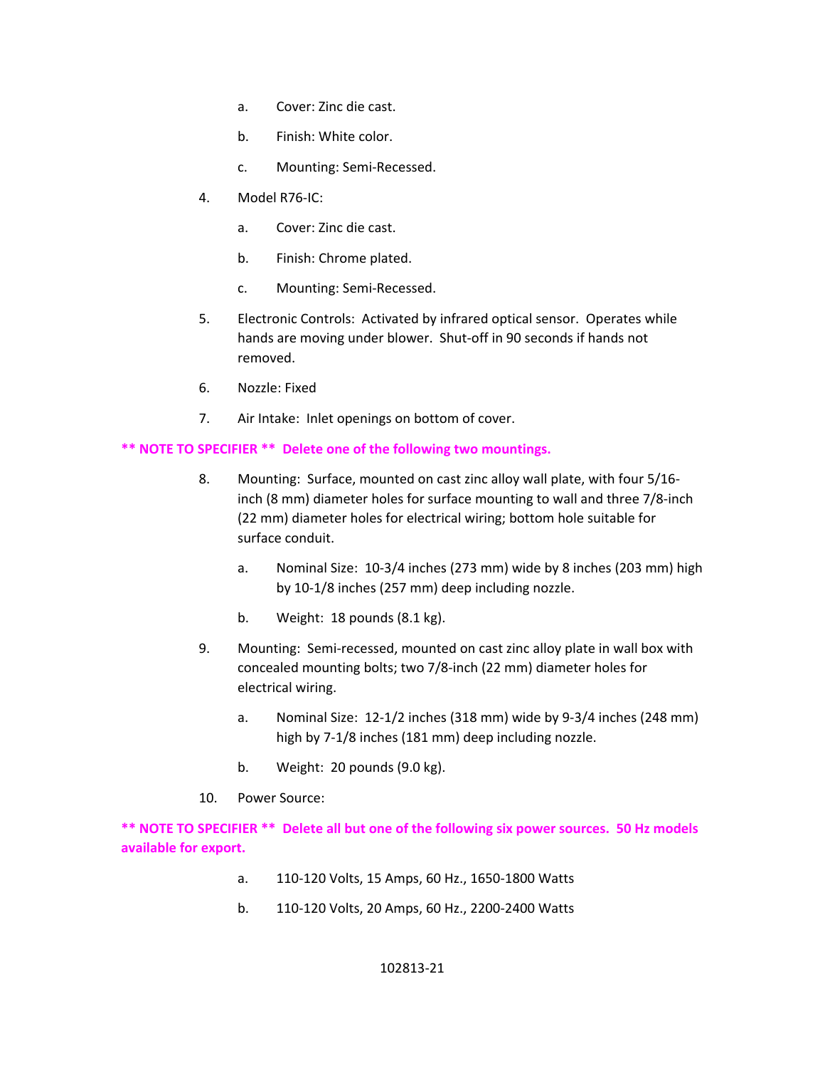a. Cover: Zinc die cast.

    b. Finish: White color.

    c. Mounting: Semi-Recessed.

4. Model R76-IC:

    a. Cover: Zinc die cast.

    b. Finish: Chrome plated.

    c. Mounting: Semi-Recessed.

5. Electronic Controls: Activated by infrared optical sensor. Operates while hands are moving under blower. Shut-off in 90 seconds if hands not removed.

6. Nozzle: Fixed

7. Air Intake: Inlet openings on bottom of cover.

**\*\* NOTE TO SPECIFIER \*\* Delete one of the following two mountings.**

8. Mounting: Surface, mounted on cast zinc alloy wall plate, with four 5/16-inch (8 mm) diameter holes for surface mounting to wall and three 7/8-inch (22 mm) diameter holes for electrical wiring; bottom hole suitable for surface conduit.

    a. Nominal Size: 10-3/4 inches (273 mm) wide by 8 inches (203 mm) high by 10-1/8 inches (257 mm) deep including nozzle.

    b. Weight: 18 pounds (8.1 kg).

9. Mounting: Semi-recessed, mounted on cast zinc alloy plate in wall box with concealed mounting bolts; two 7/8-inch (22 mm) diameter holes for electrical wiring.

    a. Nominal Size: 12-1/2 inches (318 mm) wide by 9-3/4 inches (248 mm) high by 7-1/8 inches (181 mm) deep including nozzle.

    b. Weight: 20 pounds (9.0 kg).

10. Power Source:

**\*\* NOTE TO SPECIFIER \*\* Delete all but one of the following six power sources. 50 Hz models available for export.**

    a. 110-120 Volts, 15 Amps, 60 Hz., 1650-1800 Watts

    b. 110-120 Volts, 20 Amps, 60 Hz., 2200-2400 Watts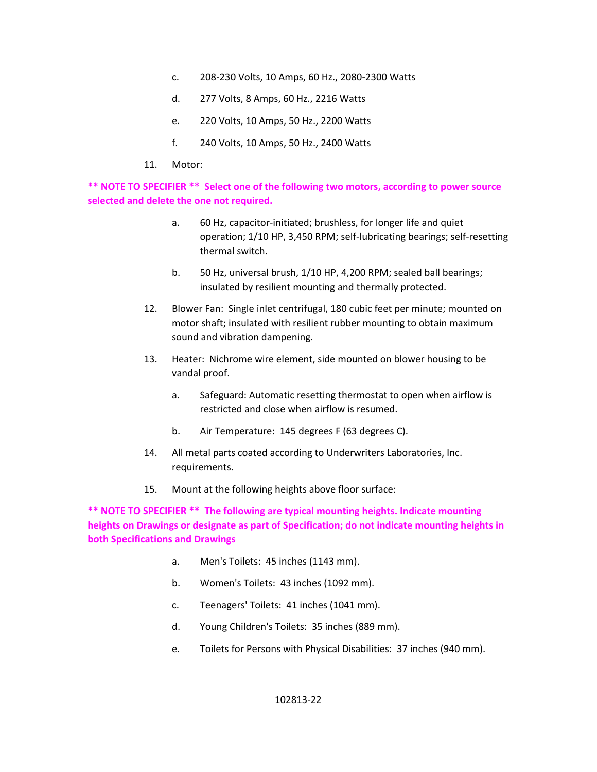c. 208-230 Volts, 10 Amps, 60 Hz., 2080-2300 Watts

d. 277 Volts, 8 Amps, 60 Hz., 2216 Watts

e. 220 Volts, 10 Amps, 50 Hz., 2200 Watts

f. 240 Volts, 10 Amps, 50 Hz., 2400 Watts

11. Motor:

**\*\* NOTE TO SPECIFIER \*\* Select one of the following two motors, according to power source selected and delete the one not required.**

a. 60 Hz, capacitor-initiated; brushless, for longer life and quiet operation; 1/10 HP, 3,450 RPM; self-lubricating bearings; self-resetting thermal switch.

b. 50 Hz, universal brush, 1/10 HP, 4,200 RPM; sealed ball bearings; insulated by resilient mounting and thermally protected.

12. Blower Fan: Single inlet centrifugal, 180 cubic feet per minute; mounted on motor shaft; insulated with resilient rubber mounting to obtain maximum sound and vibration dampening.

13. Heater: Nichrome wire element, side mounted on blower housing to be vandal proof.

a. Safeguard: Automatic resetting thermostat to open when airflow is restricted and close when airflow is resumed.

b. Air Temperature: 145 degrees F (63 degrees C).

14. All metal parts coated according to Underwriters Laboratories, Inc. requirements.

15. Mount at the following heights above floor surface:

**\*\* NOTE TO SPECIFIER \*\* The following are typical mounting heights. Indicate mounting heights on Drawings or designate as part of Specification; do not indicate mounting heights in both Specifications and Drawings**

a. Men's Toilets: 45 inches (1143 mm).

b. Women's Toilets: 43 inches (1092 mm).

c. Teenagers' Toilets: 41 inches (1041 mm).

d. Young Children's Toilets: 35 inches (889 mm).

e. Toilets for Persons with Physical Disabilities: 37 inches (940 mm).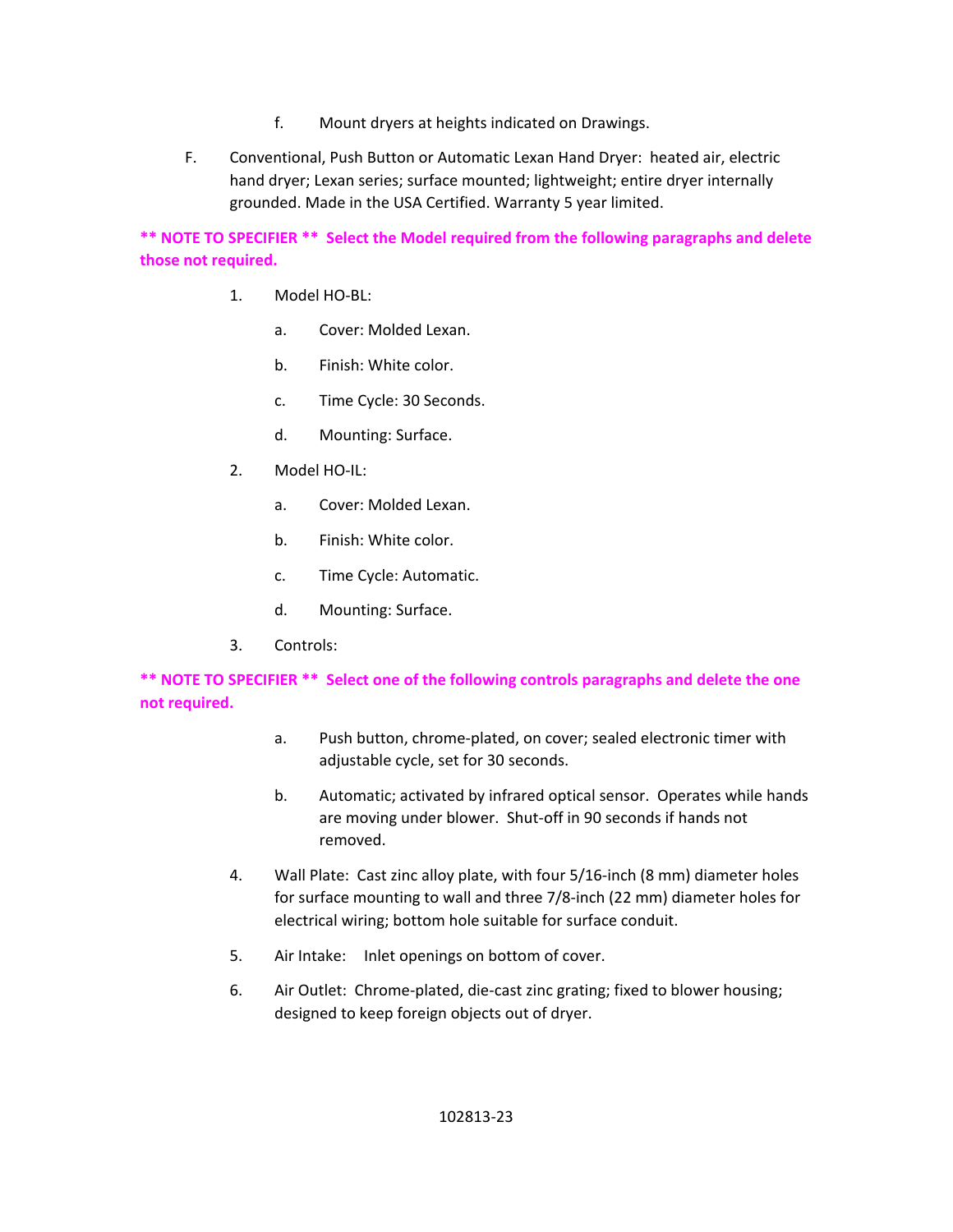f. Mount dryers at heights indicated on Drawings.

F. Conventional, Push Button or Automatic Lexan Hand Dryer: heated air, electric hand dryer; Lexan series; surface mounted; lightweight; entire dryer internally grounded. Made in the USA Certified. Warranty 5 year limited.

**\*\* NOTE TO SPECIFIER \*\* Select the Model required from the following paragraphs and delete those not required.**

1. Model HO-BL:
    a. Cover: Molded Lexan.
    b. Finish: White color.
    c. Time Cycle: 30 Seconds.
    d. Mounting: Surface.
2. Model HO-IL:
    a. Cover: Molded Lexan.
    b. Finish: White color.
    c. Time Cycle: Automatic.
    d. Mounting: Surface.
3. Controls:

**\*\* NOTE TO SPECIFIER \*\* Select one of the following controls paragraphs and delete the one not required.**

    a. Push button, chrome-plated, on cover; sealed electronic timer with adjustable cycle, set for 30 seconds.
    b. Automatic; activated by infrared optical sensor. Operates while hands are moving under blower. Shut-off in 90 seconds if hands not removed.
4. Wall Plate: Cast zinc alloy plate, with four 5/16-inch (8 mm) diameter holes for surface mounting to wall and three 7/8-inch (22 mm) diameter holes for electrical wiring; bottom hole suitable for surface conduit.
5. Air Intake: Inlet openings on bottom of cover.
6. Air Outlet: Chrome-plated, die-cast zinc grating; fixed to blower housing; designed to keep foreign objects out of dryer.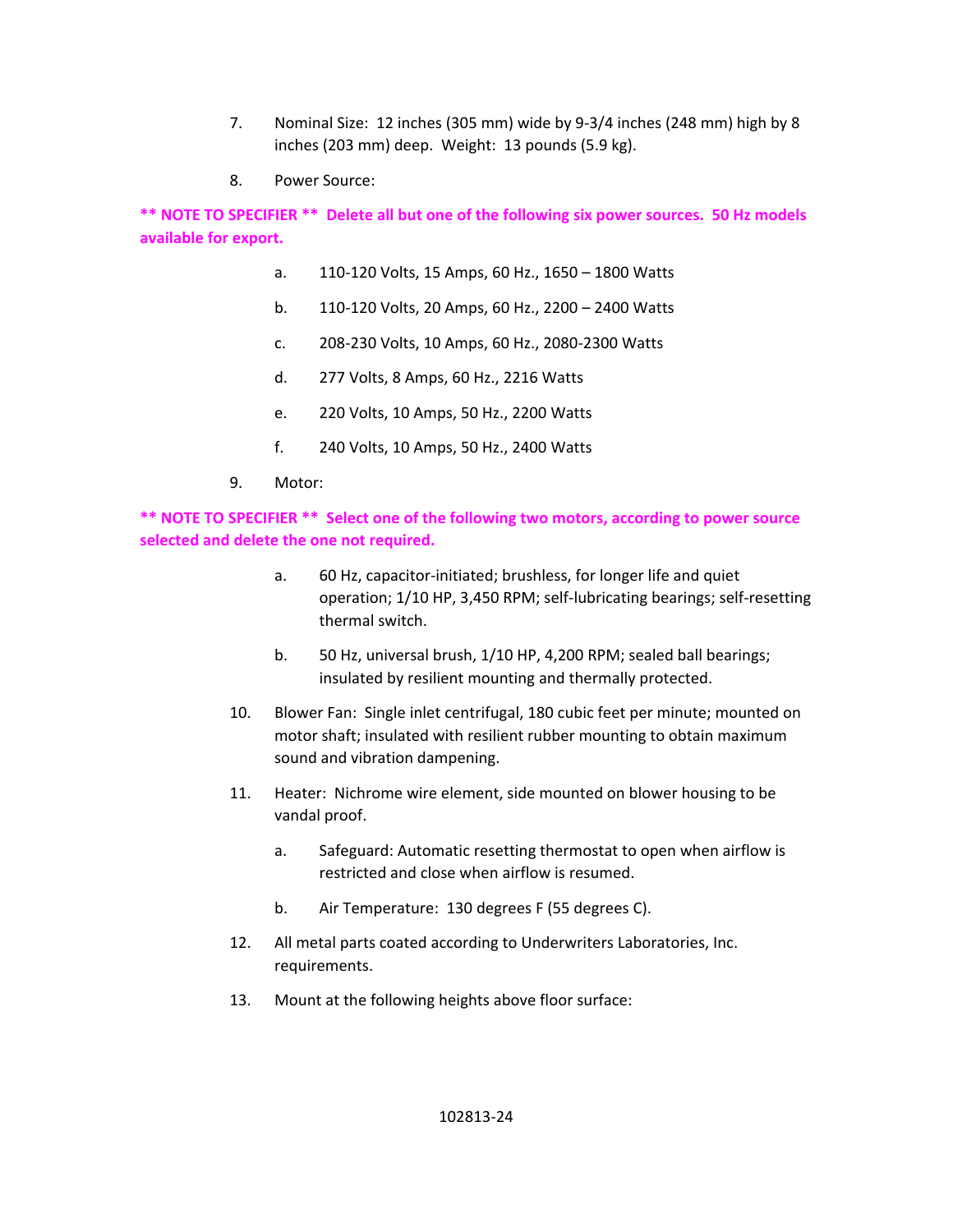7. Nominal Size: 12 inches (305 mm) wide by 9-3/4 inches (248 mm) high by 8 inches (203 mm) deep. Weight: 13 pounds (5.9 kg).

8. Power Source:

**** NOTE TO SPECIFIER **  Delete all but one of the following six power sources. 50 Hz models available for export.**

   a. 110-120 Volts, 15 Amps, 60 Hz., 1650 – 1800 Watts

   b. 110-120 Volts, 20 Amps, 60 Hz., 2200 – 2400 Watts

   c. 208-230 Volts, 10 Amps, 60 Hz., 2080-2300 Watts

   d. 277 Volts, 8 Amps, 60 Hz., 2216 Watts

   e. 220 Volts, 10 Amps, 50 Hz., 2200 Watts

   f. 240 Volts, 10 Amps, 50 Hz., 2400 Watts

9. Motor:

**** NOTE TO SPECIFIER **  Select one of the following two motors, according to power source selected and delete the one not required.**

   a. 60 Hz, capacitor-initiated; brushless, for longer life and quiet operation; 1/10 HP, 3,450 RPM; self-lubricating bearings; self-resetting thermal switch.

   b. 50 Hz, universal brush, 1/10 HP, 4,200 RPM; sealed ball bearings; insulated by resilient mounting and thermally protected.

10. Blower Fan: Single inlet centrifugal, 180 cubic feet per minute; mounted on motor shaft; insulated with resilient rubber mounting to obtain maximum sound and vibration dampening.

11. Heater: Nichrome wire element, side mounted on blower housing to be vandal proof.

   a. Safeguard: Automatic resetting thermostat to open when airflow is restricted and close when airflow is resumed.

   b. Air Temperature: 130 degrees F (55 degrees C).

12. All metal parts coated according to Underwriters Laboratories, Inc. requirements.

13. Mount at the following heights above floor surface: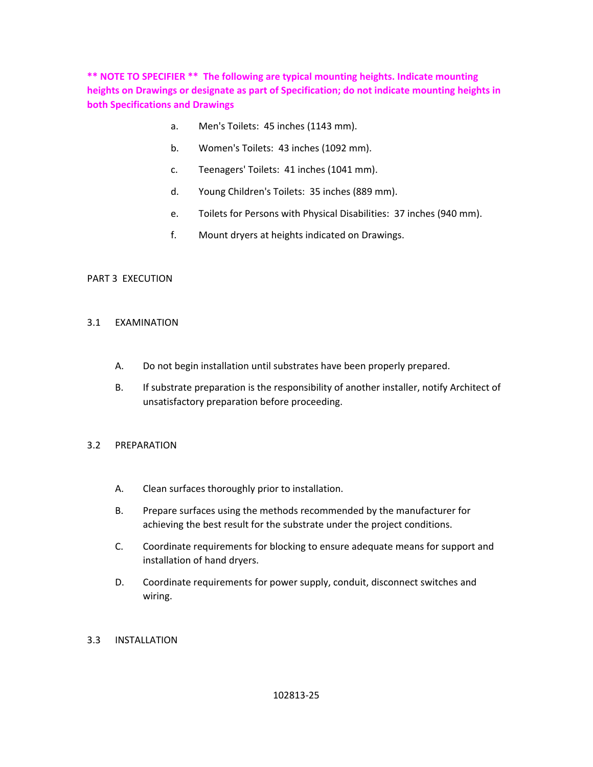**\*\* NOTE TO SPECIFIER \*\* The following are typical mounting heights. Indicate mounting heights on Drawings or designate as part of Specification; do not indicate mounting heights in both Specifications and Drawings**

a. Men's Toilets: 45 inches (1143 mm).

b. Women's Toilets: 43 inches (1092 mm).

c. Teenagers' Toilets: 41 inches (1041 mm).

d. Young Children's Toilets: 35 inches (889 mm).

e. Toilets for Persons with Physical Disabilities: 37 inches (940 mm).

f. Mount dryers at heights indicated on Drawings.

## PART 3 EXECUTION

### 3.1 EXAMINATION

A. Do not begin installation until substrates have been properly prepared.

B. If substrate preparation is the responsibility of another installer, notify Architect of unsatisfactory preparation before proceeding.

### 3.2 PREPARATION

A. Clean surfaces thoroughly prior to installation.

B. Prepare surfaces using the methods recommended by the manufacturer for achieving the best result for the substrate under the project conditions.

C. Coordinate requirements for blocking to ensure adequate means for support and installation of hand dryers.

D. Coordinate requirements for power supply, conduit, disconnect switches and wiring.

### 3.3 INSTALLATION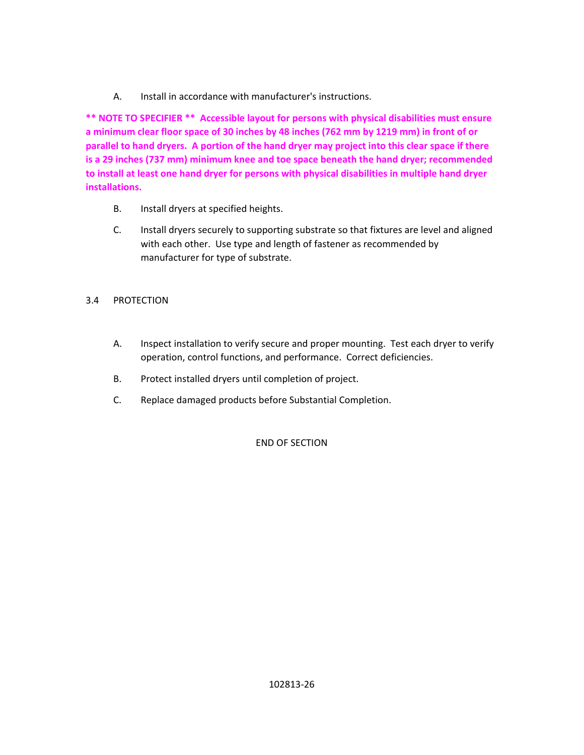A. Install in accordance with manufacturer's instructions.

**\*\* NOTE TO SPECIFIER \*\* Accessible layout for persons with physical disabilities must ensure a minimum clear floor space of 30 inches by 48 inches (762 mm by 1219 mm) in front of or parallel to hand dryers. A portion of the hand dryer may project into this clear space if there is a 29 inches (737 mm) minimum knee and toe space beneath the hand dryer; recommended to install at least one hand dryer for persons with physical disabilities in multiple hand dryer installations.**

B. Install dryers at specified heights.

C. Install dryers securely to supporting substrate so that fixtures are level and aligned with each other. Use type and length of fastener as recommended by manufacturer for type of substrate.

## 3.4 PROTECTION

A. Inspect installation to verify secure and proper mounting. Test each dryer to verify operation, control functions, and performance. Correct deficiencies.

B. Protect installed dryers until completion of project.

C. Replace damaged products before Substantial Completion.

END OF SECTION